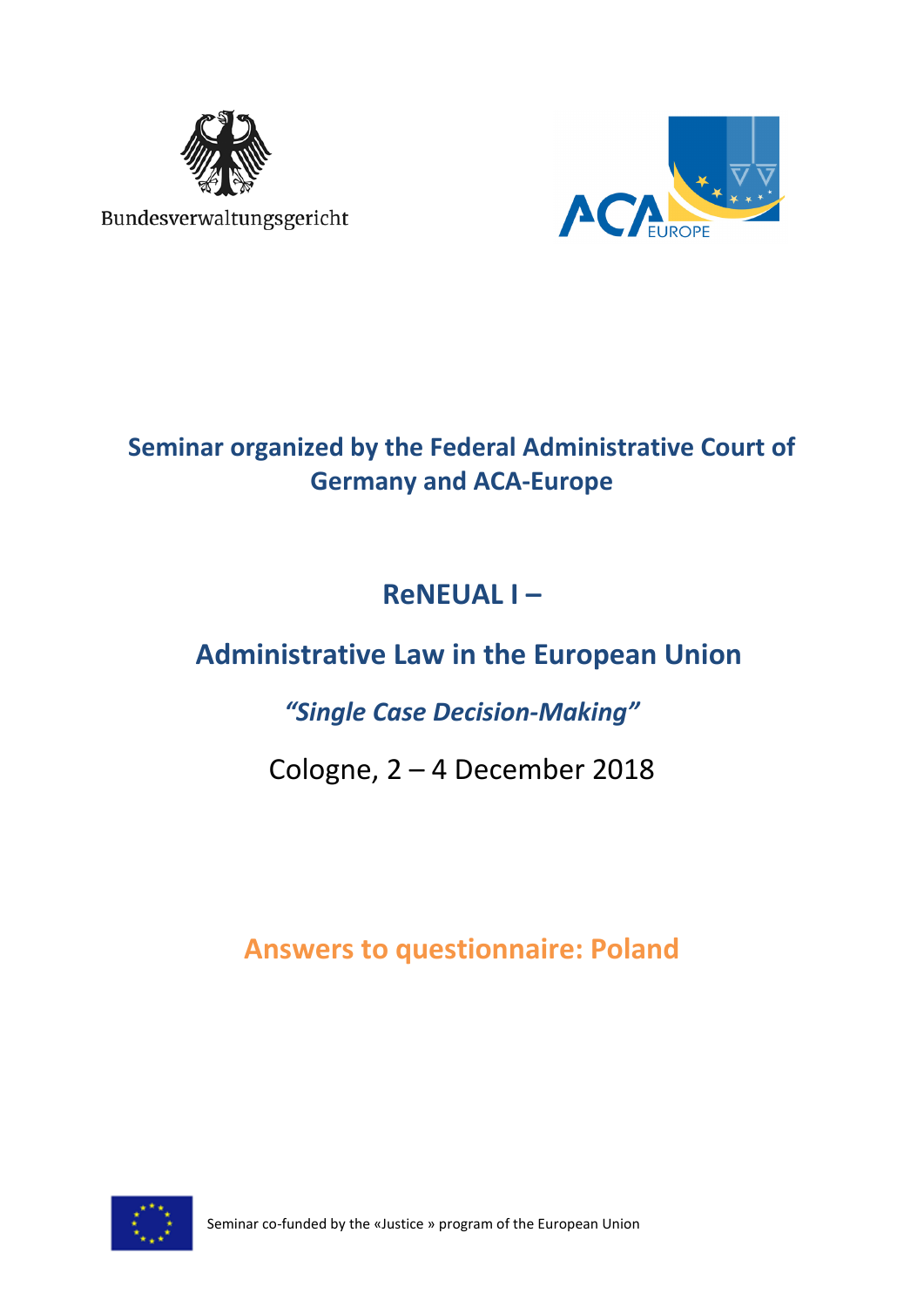Bundesverwaltungsgericht

ACA EUROPE

## Seminar organized by the Federal Administrative Court of Germany and ACA-Europe

# ReNEUAL I –

# Administrative Law in the European Union

## *"Single Case Decision-Making"*

Cologne, 2 – 4 December 2018

## Answers to questionnaire: Poland

Seminar co-funded by the «Justice » program of the European Union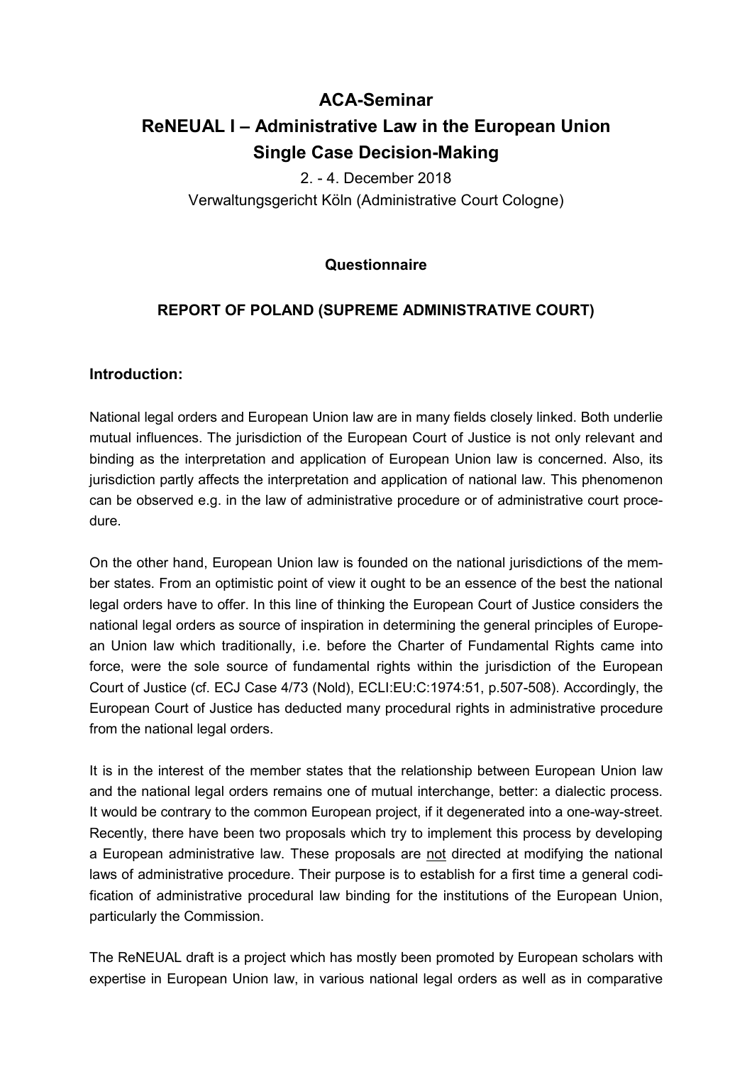# ACA-Seminar
# ReNEUAL I – Administrative Law in the European Union
# Single Case Decision-Making

2. - 4. December 2018
Verwaltungsgericht Köln (Administrative Court Cologne)

### Questionnaire

### REPORT OF POLAND (SUPREME ADMINISTRATIVE COURT)

## Introduction:

National legal orders and European Union law are in many fields closely linked. Both underlie mutual influences. The jurisdiction of the European Court of Justice is not only relevant and binding as the interpretation and application of European Union law is concerned. Also, its jurisdiction partly affects the interpretation and application of national law. This phenomenon can be observed e.g. in the law of administrative procedure or of administrative court procedure.

On the other hand, European Union law is founded on the national jurisdictions of the member states. From an optimistic point of view it ought to be an essence of the best the national legal orders have to offer. In this line of thinking the European Court of Justice considers the national legal orders as source of inspiration in determining the general principles of European Union law which traditionally, i.e. before the Charter of Fundamental Rights came into force, were the sole source of fundamental rights within the jurisdiction of the European Court of Justice (cf. ECJ Case 4/73 (Nold), ECLI:EU:C:1974:51, p.507-508). Accordingly, the European Court of Justice has deducted many procedural rights in administrative procedure from the national legal orders.

It is in the interest of the member states that the relationship between European Union law and the national legal orders remains one of mutual interchange, better: a dialectic process. It would be contrary to the common European project, if it degenerated into a one-way-street. Recently, there have been two proposals which try to implement this process by developing a European administrative law. These proposals are not directed at modifying the national laws of administrative procedure. Their purpose is to establish for a first time a general codification of administrative procedural law binding for the institutions of the European Union, particularly the Commission.

The ReNEUAL draft is a project which has mostly been promoted by European scholars with expertise in European Union law, in various national legal orders as well as in comparative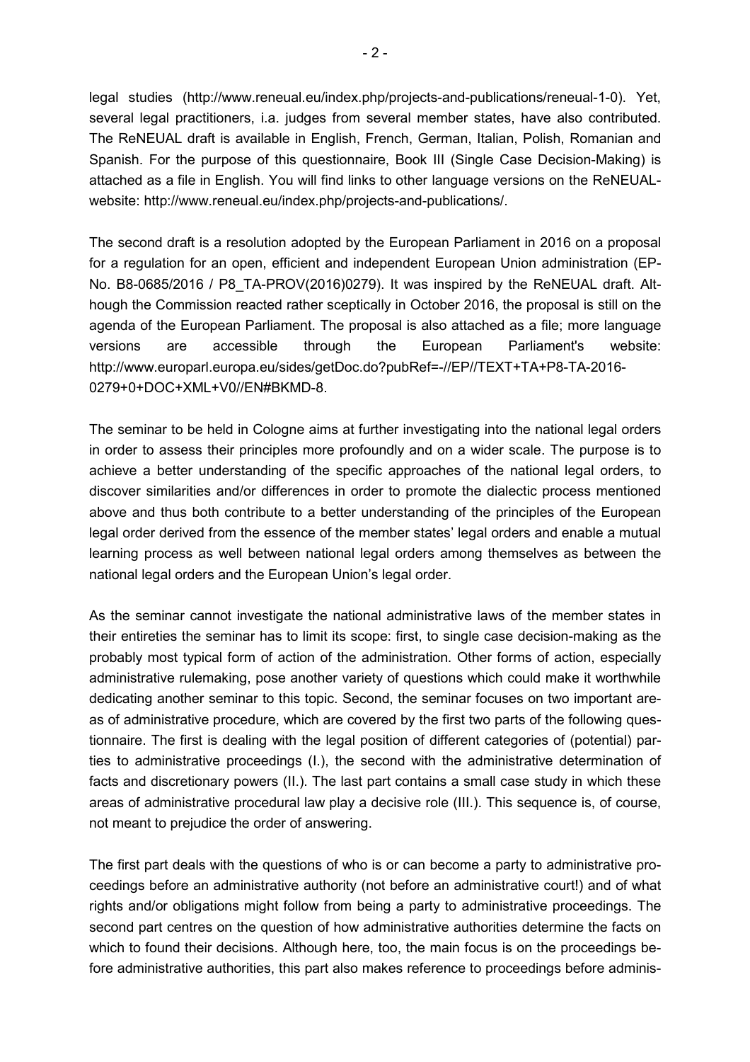legal studies (http://www.reneual.eu/index.php/projects-and-publications/reneual-1-0). Yet, several legal practitioners, i.a. judges from several member states, have also contributed. The ReNEUAL draft is available in English, French, German, Italian, Polish, Romanian and Spanish. For the purpose of this questionnaire, Book III (Single Case Decision-Making) is attached as a file in English. You will find links to other language versions on the ReNEUAL-website: http://www.reneual.eu/index.php/projects-and-publications/.

The second draft is a resolution adopted by the European Parliament in 2016 on a proposal for a regulation for an open, efficient and independent European Union administration (EP-No. B8-0685/2016 / P8_TA-PROV(2016)0279). It was inspired by the ReNEUAL draft. Although the Commission reacted rather sceptically in October 2016, the proposal is still on the agenda of the European Parliament. The proposal is also attached as a file; more language versions are accessible through the European Parliament's website: http://www.europarl.europa.eu/sides/getDoc.do?pubRef=-//EP//TEXT+TA+P8-TA-2016-0279+0+DOC+XML+V0//EN#BKMD-8.

The seminar to be held in Cologne aims at further investigating into the national legal orders in order to assess their principles more profoundly and on a wider scale. The purpose is to achieve a better understanding of the specific approaches of the national legal orders, to discover similarities and/or differences in order to promote the dialectic process mentioned above and thus both contribute to a better understanding of the principles of the European legal order derived from the essence of the member states' legal orders and enable a mutual learning process as well between national legal orders among themselves as between the national legal orders and the European Union's legal order.

As the seminar cannot investigate the national administrative laws of the member states in their entireties the seminar has to limit its scope: first, to single case decision-making as the probably most typical form of action of the administration. Other forms of action, especially administrative rulemaking, pose another variety of questions which could make it worthwhile dedicating another seminar to this topic. Second, the seminar focuses on two important areas of administrative procedure, which are covered by the first two parts of the following questionnaire. The first is dealing with the legal position of different categories of (potential) parties to administrative proceedings (I.), the second with the administrative determination of facts and discretionary powers (II.). The last part contains a small case study in which these areas of administrative procedural law play a decisive role (III.). This sequence is, of course, not meant to prejudice the order of answering.

The first part deals with the questions of who is or can become a party to administrative proceedings before an administrative authority (not before an administrative court!) and of what rights and/or obligations might follow from being a party to administrative proceedings. The second part centres on the question of how administrative authorities determine the facts on which to found their decisions. Although here, too, the main focus is on the proceedings before administrative authorities, this part also makes reference to proceedings before adminis-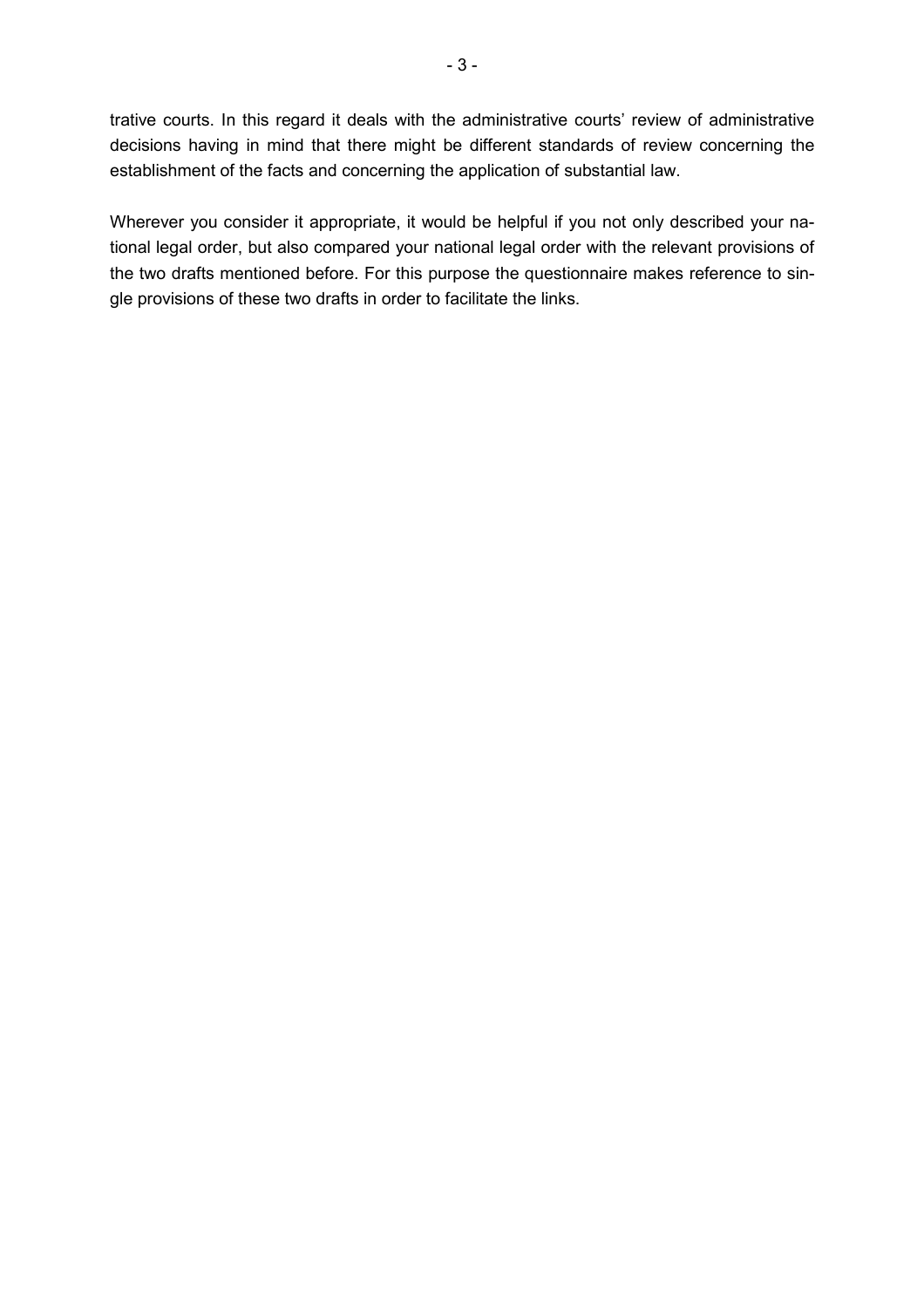trative courts. In this regard it deals with the administrative courts' review of administrative decisions having in mind that there might be different standards of review concerning the establishment of the facts and concerning the application of substantial law.

Wherever you consider it appropriate, it would be helpful if you not only described your national legal order, but also compared your national legal order with the relevant provisions of the two drafts mentioned before. For this purpose the questionnaire makes reference to single provisions of these two drafts in order to facilitate the links.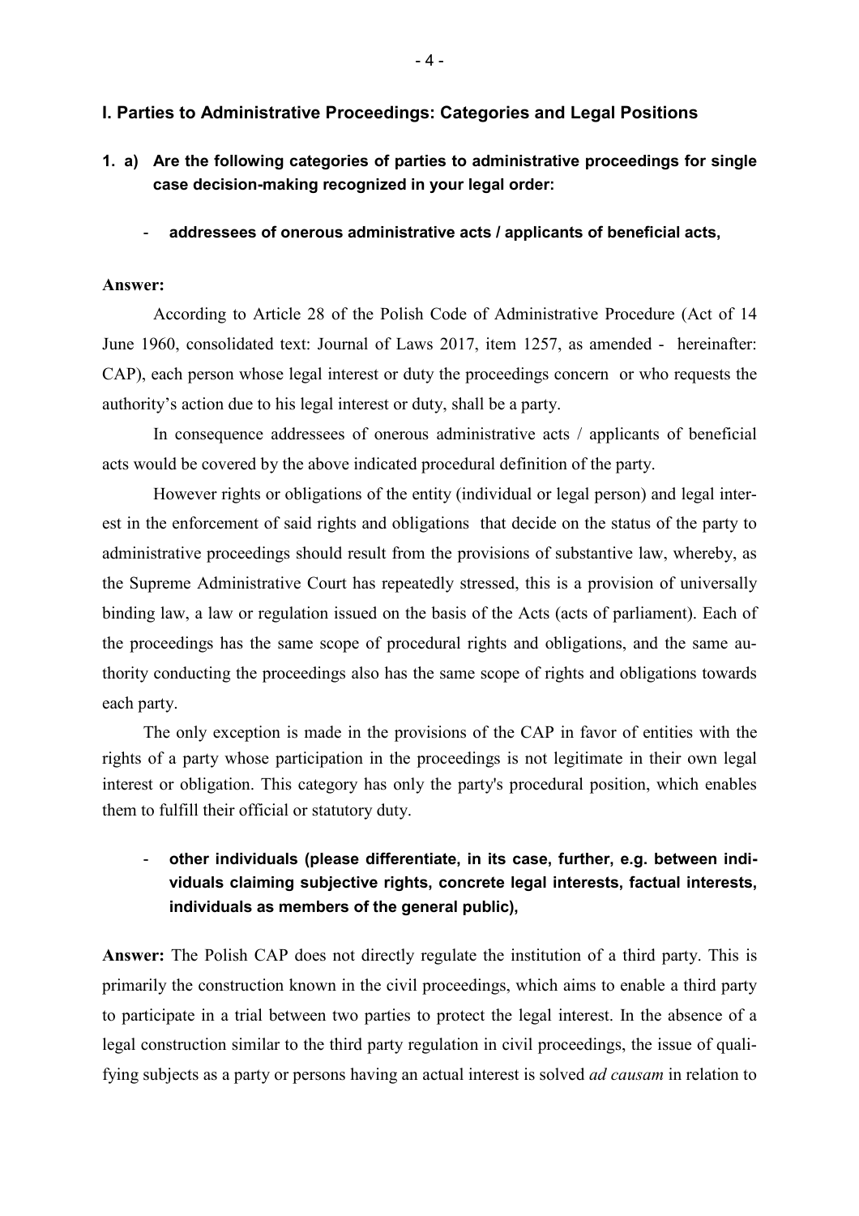## I. Parties to Administrative Proceedings: Categories and Legal Positions

**1. a) Are the following categories of parties to administrative proceedings for single case decision-making recognized in your legal order:**

- **addressees of onerous administrative acts / applicants of beneficial acts,**

**Answer:**

According to Article 28 of the Polish Code of Administrative Procedure (Act of 14 June 1960, consolidated text: Journal of Laws 2017, item 1257, as amended - hereinafter: CAP), each person whose legal interest or duty the proceedings concern or who requests the authority's action due to his legal interest or duty, shall be a party.

In consequence addressees of onerous administrative acts / applicants of beneficial acts would be covered by the above indicated procedural definition of the party.

However rights or obligations of the entity (individual or legal person) and legal interest in the enforcement of said rights and obligations that decide on the status of the party to administrative proceedings should result from the provisions of substantive law, whereby, as the Supreme Administrative Court has repeatedly stressed, this is a provision of universally binding law, a law or regulation issued on the basis of the Acts (acts of parliament). Each of the proceedings has the same scope of procedural rights and obligations, and the same authority conducting the proceedings also has the same scope of rights and obligations towards each party.

The only exception is made in the provisions of the CAP in favor of entities with the rights of a party whose participation in the proceedings is not legitimate in their own legal interest or obligation. This category has only the party's procedural position, which enables them to fulfill their official or statutory duty.

- **other individuals (please differentiate, in its case, further, e.g. between individuals claiming subjective rights, concrete legal interests, factual interests, individuals as members of the general public),**

**Answer:** The Polish CAP does not directly regulate the institution of a third party. This is primarily the construction known in the civil proceedings, which aims to enable a third party to participate in a trial between two parties to protect the legal interest. In the absence of a legal construction similar to the third party regulation in civil proceedings, the issue of qualifying subjects as a party or persons having an actual interest is solved *ad causam* in relation to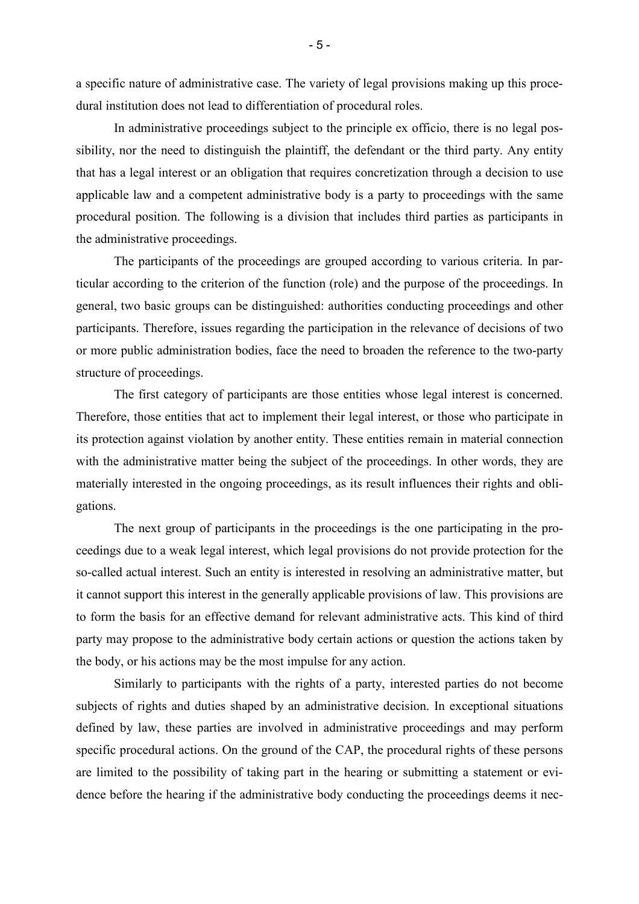a specific nature of administrative case. The variety of legal provisions making up this procedural institution does not lead to differentiation of procedural roles.

In administrative proceedings subject to the principle ex officio, there is no legal possibility, nor the need to distinguish the plaintiff, the defendant or the third party. Any entity that has a legal interest or an obligation that requires concretization through a decision to use applicable law and a competent administrative body is a party to proceedings with the same procedural position. The following is a division that includes third parties as participants in the administrative proceedings.

The participants of the proceedings are grouped according to various criteria. In particular according to the criterion of the function (role) and the purpose of the proceedings. In general, two basic groups can be distinguished: authorities conducting proceedings and other participants. Therefore, issues regarding the participation in the relevance of decisions of two or more public administration bodies, face the need to broaden the reference to the two-party structure of proceedings.

The first category of participants are those entities whose legal interest is concerned. Therefore, those entities that act to implement their legal interest, or those who participate in its protection against violation by another entity. These entities remain in material connection with the administrative matter being the subject of the proceedings. In other words, they are materially interested in the ongoing proceedings, as its result influences their rights and obligations.

The next group of participants in the proceedings is the one participating in the proceedings due to a weak legal interest, which legal provisions do not provide protection for the so-called actual interest. Such an entity is interested in resolving an administrative matter, but it cannot support this interest in the generally applicable provisions of law. This provisions are to form the basis for an effective demand for relevant administrative acts. This kind of third party may propose to the administrative body certain actions or question the actions taken by the body, or his actions may be the most impulse for any action.

Similarly to participants with the rights of a party, interested parties do not become subjects of rights and duties shaped by an administrative decision. In exceptional situations defined by law, these parties are involved in administrative proceedings and may perform specific procedural actions. On the ground of the CAP, the procedural rights of these persons are limited to the possibility of taking part in the hearing or submitting a statement or evidence before the hearing if the administrative body conducting the proceedings deems it nec-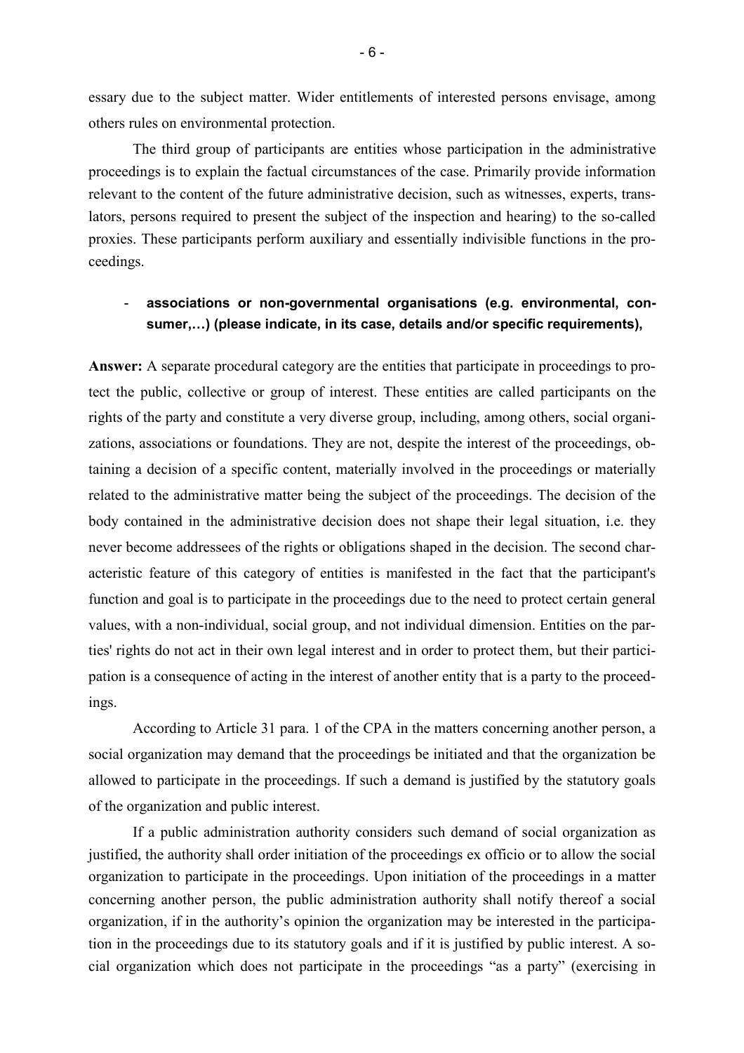essary due to the subject matter. Wider entitlements of interested persons envisage, among others rules on environmental protection.

The third group of participants are entities whose participation in the administrative proceedings is to explain the factual circumstances of the case. Primarily provide information relevant to the content of the future administrative decision, such as witnesses, experts, translators, persons required to present the subject of the inspection and hearing) to the so-called proxies. These participants perform auxiliary and essentially indivisible functions in the proceedings.

- **associations or non-governmental organisations (e.g. environmental, consumer,…) (please indicate, in its case, details and/or specific requirements),**

**Answer:** A separate procedural category are the entities that participate in proceedings to protect the public, collective or group of interest. These entities are called participants on the rights of the party and constitute a very diverse group, including, among others, social organizations, associations or foundations. They are not, despite the interest of the proceedings, obtaining a decision of a specific content, materially involved in the proceedings or materially related to the administrative matter being the subject of the proceedings. The decision of the body contained in the administrative decision does not shape their legal situation, i.e. they never become addressees of the rights or obligations shaped in the decision. The second characteristic feature of this category of entities is manifested in the fact that the participant's function and goal is to participate in the proceedings due to the need to protect certain general values, with a non-individual, social group, and not individual dimension. Entities on the parties' rights do not act in their own legal interest and in order to protect them, but their participation is a consequence of acting in the interest of another entity that is a party to the proceedings.

According to Article 31 para. 1 of the CPA in the matters concerning another person, a social organization may demand that the proceedings be initiated and that the organization be allowed to participate in the proceedings. If such a demand is justified by the statutory goals of the organization and public interest.

If a public administration authority considers such demand of social organization as justified, the authority shall order initiation of the proceedings ex officio or to allow the social organization to participate in the proceedings. Upon initiation of the proceedings in a matter concerning another person, the public administration authority shall notify thereof a social organization, if in the authority's opinion the organization may be interested in the participation in the proceedings due to its statutory goals and if it is justified by public interest. A social organization which does not participate in the proceedings "as a party" (exercising in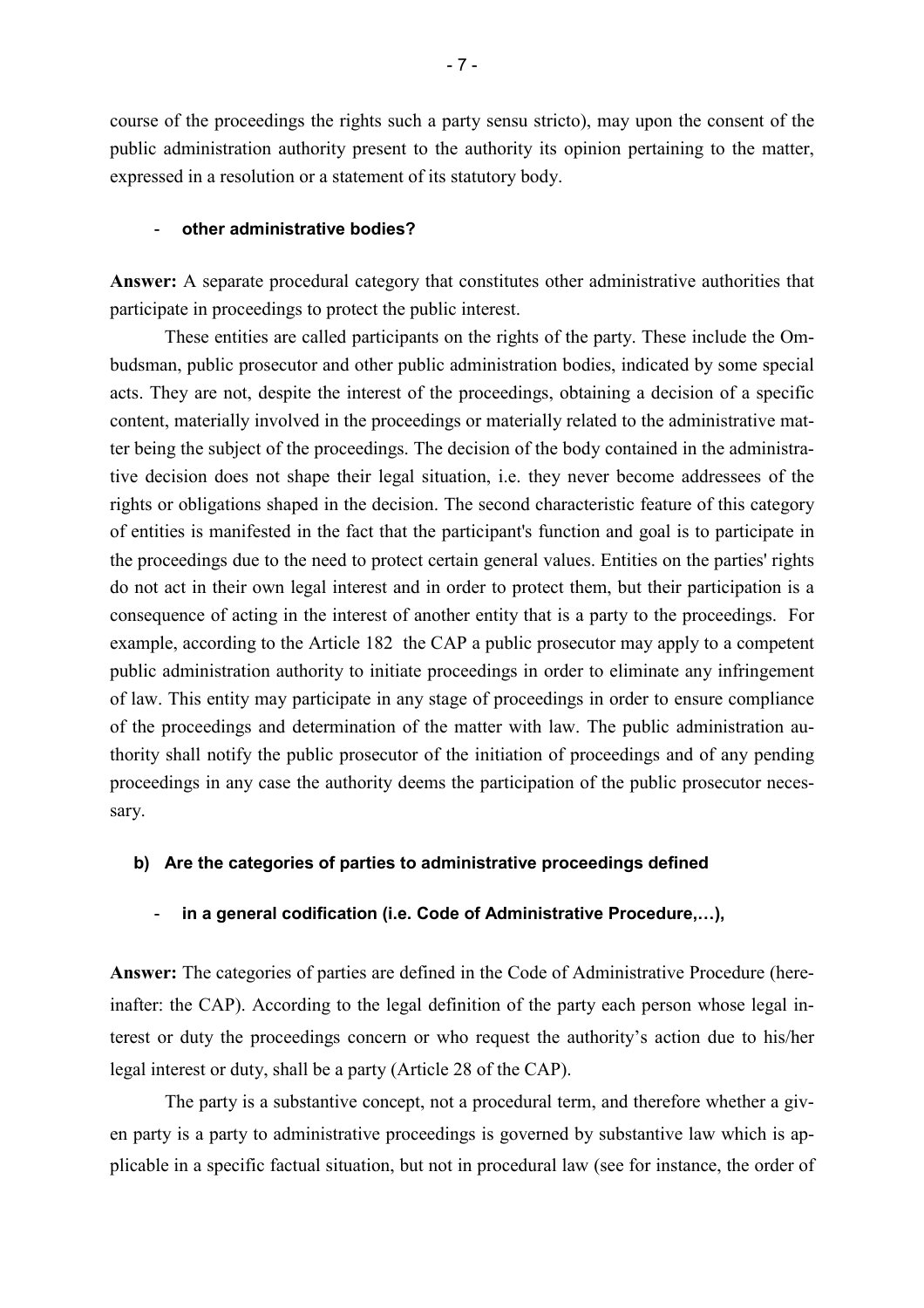course of the proceedings the rights such a party sensu stricto), may upon the consent of the public administration authority present to the authority its opinion pertaining to the matter, expressed in a resolution or a statement of its statutory body.

- **other administrative bodies?**

**Answer:** A separate procedural category that constitutes other administrative authorities that participate in proceedings to protect the public interest.

These entities are called participants on the rights of the party. These include the Ombudsman, public prosecutor and other public administration bodies, indicated by some special acts. They are not, despite the interest of the proceedings, obtaining a decision of a specific content, materially involved in the proceedings or materially related to the administrative matter being the subject of the proceedings. The decision of the body contained in the administrative decision does not shape their legal situation, i.e. they never become addressees of the rights or obligations shaped in the decision. The second characteristic feature of this category of entities is manifested in the fact that the participant's function and goal is to participate in the proceedings due to the need to protect certain general values. Entities on the parties' rights do not act in their own legal interest and in order to protect them, but their participation is a consequence of acting in the interest of another entity that is a party to the proceedings. For example, according to the Article 182 the CAP a public prosecutor may apply to a competent public administration authority to initiate proceedings in order to eliminate any infringement of law. This entity may participate in any stage of proceedings in order to ensure compliance of the proceedings and determination of the matter with law. The public administration authority shall notify the public prosecutor of the initiation of proceedings and of any pending proceedings in any case the authority deems the participation of the public prosecutor necessary.

**b) Are the categories of parties to administrative proceedings defined**

- **in a general codification (i.e. Code of Administrative Procedure,…),**

**Answer:** The categories of parties are defined in the Code of Administrative Procedure (hereinafter: the CAP). According to the legal definition of the party each person whose legal interest or duty the proceedings concern or who request the authority's action due to his/her legal interest or duty, shall be a party (Article 28 of the CAP).

The party is a substantive concept, not a procedural term, and therefore whether a given party is a party to administrative proceedings is governed by substantive law which is applicable in a specific factual situation, but not in procedural law (see for instance, the order of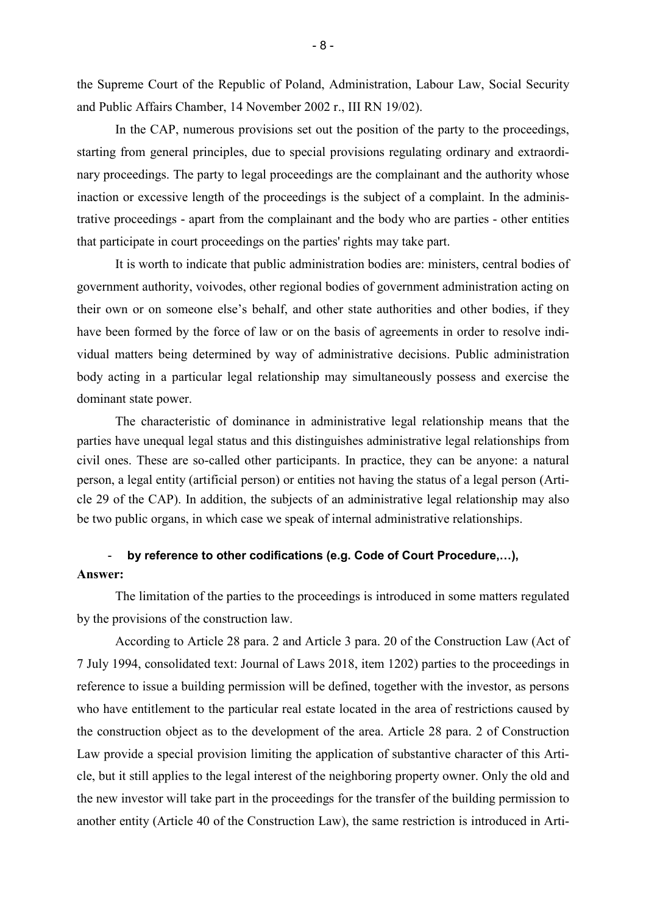the Supreme Court of the Republic of Poland, Administration, Labour Law, Social Security and Public Affairs Chamber, 14 November 2002 r., III RN 19/02).

In the CAP, numerous provisions set out the position of the party to the proceedings, starting from general principles, due to special provisions regulating ordinary and extraordinary proceedings. The party to legal proceedings are the complainant and the authority whose inaction or excessive length of the proceedings is the subject of a complaint. In the administrative proceedings - apart from the complainant and the body who are parties - other entities that participate in court proceedings on the parties' rights may take part.

It is worth to indicate that public administration bodies are: ministers, central bodies of government authority, voivodes, other regional bodies of government administration acting on their own or on someone else's behalf, and other state authorities and other bodies, if they have been formed by the force of law or on the basis of agreements in order to resolve individual matters being determined by way of administrative decisions. Public administration body acting in a particular legal relationship may simultaneously possess and exercise the dominant state power.

The characteristic of dominance in administrative legal relationship means that the parties have unequal legal status and this distinguishes administrative legal relationships from civil ones. These are so-called other participants. In practice, they can be anyone: a natural person, a legal entity (artificial person) or entities not having the status of a legal person (Article 29 of the CAP). In addition, the subjects of an administrative legal relationship may also be two public organs, in which case we speak of internal administrative relationships.

- **by reference to other codifications (e.g. Code of Court Procedure,…),**

**Answer:**

The limitation of the parties to the proceedings is introduced in some matters regulated by the provisions of the construction law.

According to Article 28 para. 2 and Article 3 para. 20 of the Construction Law (Act of 7 July 1994, consolidated text: Journal of Laws 2018, item 1202) parties to the proceedings in reference to issue a building permission will be defined, together with the investor, as persons who have entitlement to the particular real estate located in the area of restrictions caused by the construction object as to the development of the area. Article 28 para. 2 of Construction Law provide a special provision limiting the application of substantive character of this Article, but it still applies to the legal interest of the neighboring property owner. Only the old and the new investor will take part in the proceedings for the transfer of the building permission to another entity (Article 40 of the Construction Law), the same restriction is introduced in Arti-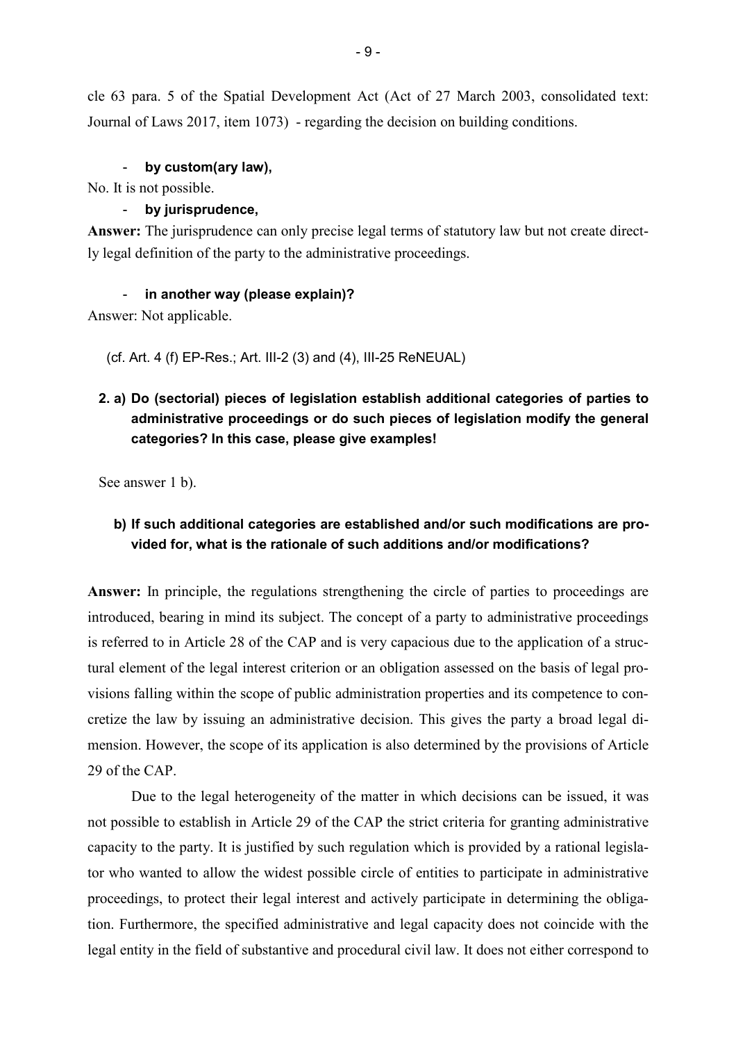cle 63 para. 5 of the Spatial Development Act (Act of 27 March 2003, consolidated text: Journal of Laws 2017, item 1073) - regarding the decision on building conditions.

- **by custom(ary law),**

No. It is not possible.

- **by jurisprudence,**

**Answer:** The jurisprudence can only precise legal terms of statutory law but not create directly legal definition of the party to the administrative proceedings.

- **in another way (please explain)?**

Answer: Not applicable.

(cf. Art. 4 (f) EP-Res.; Art. III-2 (3) and (4), III-25 ReNEUAL)

**2. a) Do (sectorial) pieces of legislation establish additional categories of parties to administrative proceedings or do such pieces of legislation modify the general categories? In this case, please give examples!**

See answer 1 b).

**b) If such additional categories are established and/or such modifications are provided for, what is the rationale of such additions and/or modifications?**

**Answer:** In principle, the regulations strengthening the circle of parties to proceedings are introduced, bearing in mind its subject. The concept of a party to administrative proceedings is referred to in Article 28 of the CAP and is very capacious due to the application of a structural element of the legal interest criterion or an obligation assessed on the basis of legal provisions falling within the scope of public administration properties and its competence to concretize the law by issuing an administrative decision. This gives the party a broad legal dimension. However, the scope of its application is also determined by the provisions of Article 29 of the CAP.

Due to the legal heterogeneity of the matter in which decisions can be issued, it was not possible to establish in Article 29 of the CAP the strict criteria for granting administrative capacity to the party. It is justified by such regulation which is provided by a rational legislator who wanted to allow the widest possible circle of entities to participate in administrative proceedings, to protect their legal interest and actively participate in determining the obligation. Furthermore, the specified administrative and legal capacity does not coincide with the legal entity in the field of substantive and procedural civil law. It does not either correspond to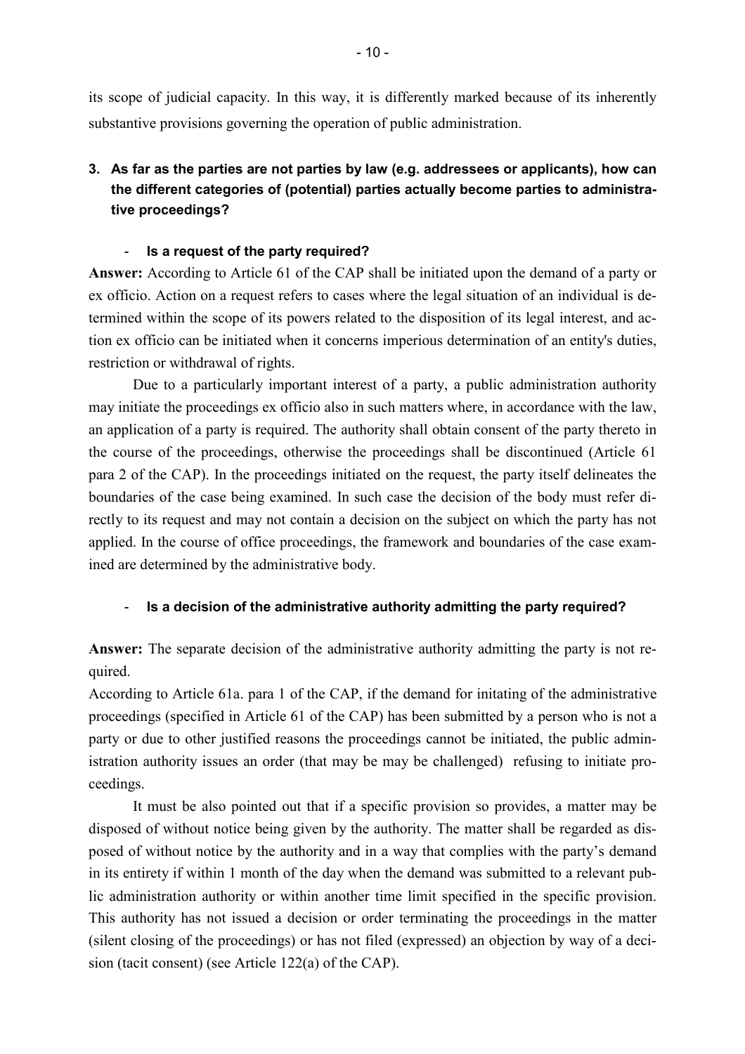its scope of judicial capacity. In this way, it is differently marked because of its inherently substantive provisions governing the operation of public administration.

**3. As far as the parties are not parties by law (e.g. addressees or applicants), how can the different categories of (potential) parties actually become parties to administrative proceedings?**

- **Is a request of the party required?**

**Answer:** According to Article 61 of the CAP shall be initiated upon the demand of a party or ex officio. Action on a request refers to cases where the legal situation of an individual is determined within the scope of its powers related to the disposition of its legal interest, and action ex officio can be initiated when it concerns imperious determination of an entity's duties, restriction or withdrawal of rights.

Due to a particularly important interest of a party, a public administration authority may initiate the proceedings ex officio also in such matters where, in accordance with the law, an application of a party is required. The authority shall obtain consent of the party thereto in the course of the proceedings, otherwise the proceedings shall be discontinued (Article 61 para 2 of the CAP). In the proceedings initiated on the request, the party itself delineates the boundaries of the case being examined. In such case the decision of the body must refer directly to its request and may not contain a decision on the subject on which the party has not applied. In the course of office proceedings, the framework and boundaries of the case examined are determined by the administrative body.

- **Is a decision of the administrative authority admitting the party required?**

**Answer:** The separate decision of the administrative authority admitting the party is not required.

According to Article 61a. para 1 of the CAP, if the demand for initating of the administrative proceedings (specified in Article 61 of the CAP) has been submitted by a person who is not a party or due to other justified reasons the proceedings cannot be initiated, the public administration authority issues an order (that may be may be challenged) refusing to initiate proceedings.

It must be also pointed out that if a specific provision so provides, a matter may be disposed of without notice being given by the authority. The matter shall be regarded as disposed of without notice by the authority and in a way that complies with the party's demand in its entirety if within 1 month of the day when the demand was submitted to a relevant public administration authority or within another time limit specified in the specific provision. This authority has not issued a decision or order terminating the proceedings in the matter (silent closing of the proceedings) or has not filed (expressed) an objection by way of a decision (tacit consent) (see Article 122(a) of the CAP).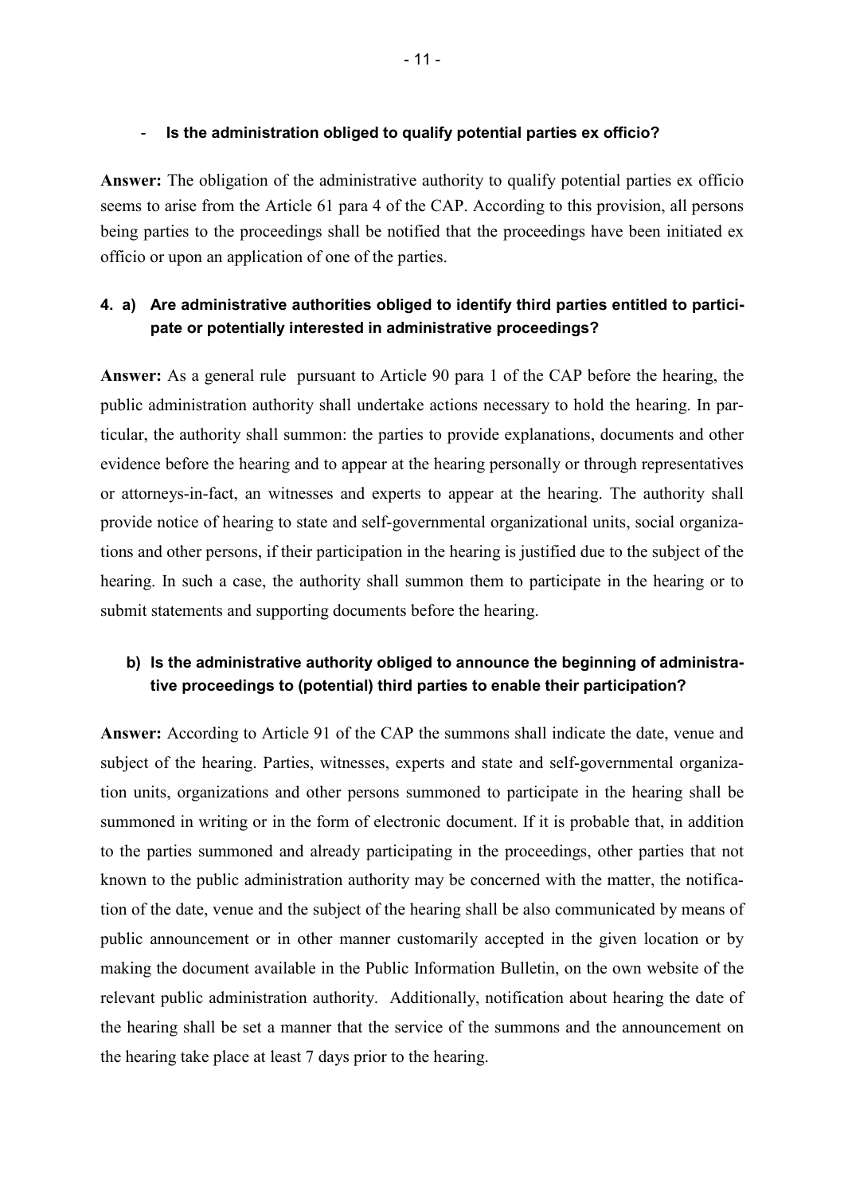- **Is the administration obliged to qualify potential parties ex officio?**

**Answer:** The obligation of the administrative authority to qualify potential parties ex officio seems to arise from the Article 61 para 4 of the CAP. According to this provision, all persons being parties to the proceedings shall be notified that the proceedings have been initiated ex officio or upon an application of one of the parties.

**4. a) Are administrative authorities obliged to identify third parties entitled to participate or potentially interested in administrative proceedings?**

**Answer:** As a general rule pursuant to Article 90 para 1 of the CAP before the hearing, the public administration authority shall undertake actions necessary to hold the hearing. In particular, the authority shall summon: the parties to provide explanations, documents and other evidence before the hearing and to appear at the hearing personally or through representatives or attorneys-in-fact, an witnesses and experts to appear at the hearing. The authority shall provide notice of hearing to state and self-governmental organizational units, social organizations and other persons, if their participation in the hearing is justified due to the subject of the hearing. In such a case, the authority shall summon them to participate in the hearing or to submit statements and supporting documents before the hearing.

**b) Is the administrative authority obliged to announce the beginning of administrative proceedings to (potential) third parties to enable their participation?**

**Answer:** According to Article 91 of the CAP the summons shall indicate the date, venue and subject of the hearing. Parties, witnesses, experts and state and self-governmental organization units, organizations and other persons summoned to participate in the hearing shall be summoned in writing or in the form of electronic document. If it is probable that, in addition to the parties summoned and already participating in the proceedings, other parties that not known to the public administration authority may be concerned with the matter, the notification of the date, venue and the subject of the hearing shall be also communicated by means of public announcement or in other manner customarily accepted in the given location or by making the document available in the Public Information Bulletin, on the own website of the relevant public administration authority. Additionally, notification about hearing the date of the hearing shall be set a manner that the service of the summons and the announcement on the hearing take place at least 7 days prior to the hearing.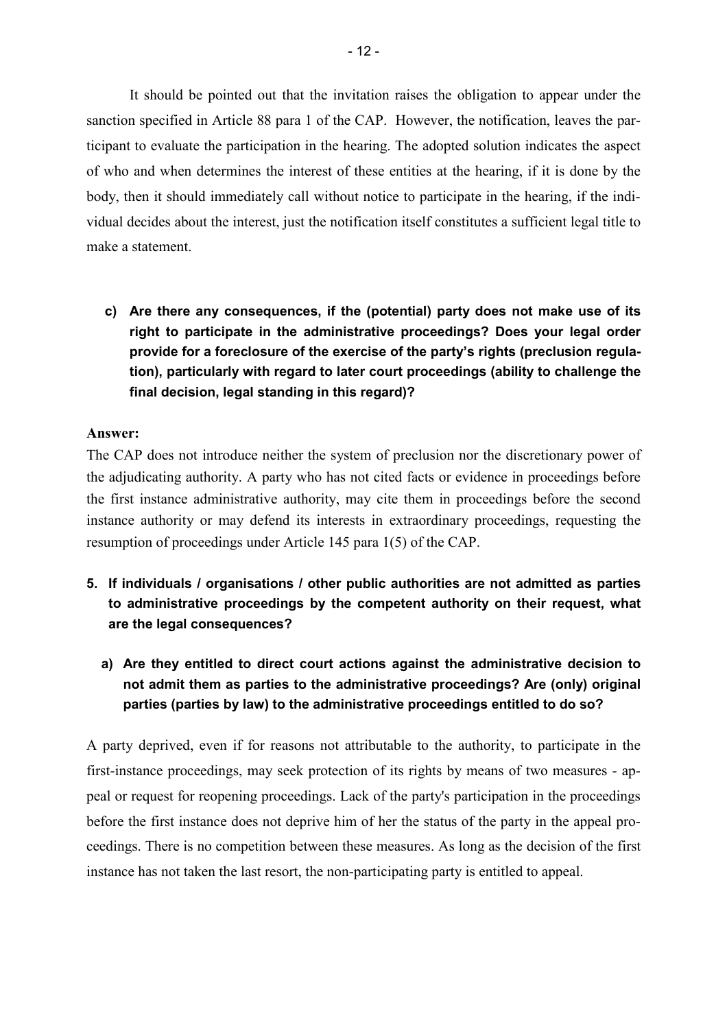It should be pointed out that the invitation raises the obligation to appear under the sanction specified in Article 88 para 1 of the CAP. However, the notification, leaves the participant to evaluate the participation in the hearing. The adopted solution indicates the aspect of who and when determines the interest of these entities at the hearing, if it is done by the body, then it should immediately call without notice to participate in the hearing, if the individual decides about the interest, just the notification itself constitutes a sufficient legal title to make a statement.

**c) Are there any consequences, if the (potential) party does not make use of its right to participate in the administrative proceedings? Does your legal order provide for a foreclosure of the exercise of the party's rights (preclusion regulation), particularly with regard to later court proceedings (ability to challenge the final decision, legal standing in this regard)?**

**Answer:**

The CAP does not introduce neither the system of preclusion nor the discretionary power of the adjudicating authority. A party who has not cited facts or evidence in proceedings before the first instance administrative authority, may cite them in proceedings before the second instance authority or may defend its interests in extraordinary proceedings, requesting the resumption of proceedings under Article 145 para 1(5) of the CAP.

**5. If individuals / organisations / other public authorities are not admitted as parties to administrative proceedings by the competent authority on their request, what are the legal consequences?**

**a) Are they entitled to direct court actions against the administrative decision to not admit them as parties to the administrative proceedings? Are (only) original parties (parties by law) to the administrative proceedings entitled to do so?**

A party deprived, even if for reasons not attributable to the authority, to participate in the first-instance proceedings, may seek protection of its rights by means of two measures - appeal or request for reopening proceedings. Lack of the party's participation in the proceedings before the first instance does not deprive him of her the status of the party in the appeal proceedings. There is no competition between these measures. As long as the decision of the first instance has not taken the last resort, the non-participating party is entitled to appeal.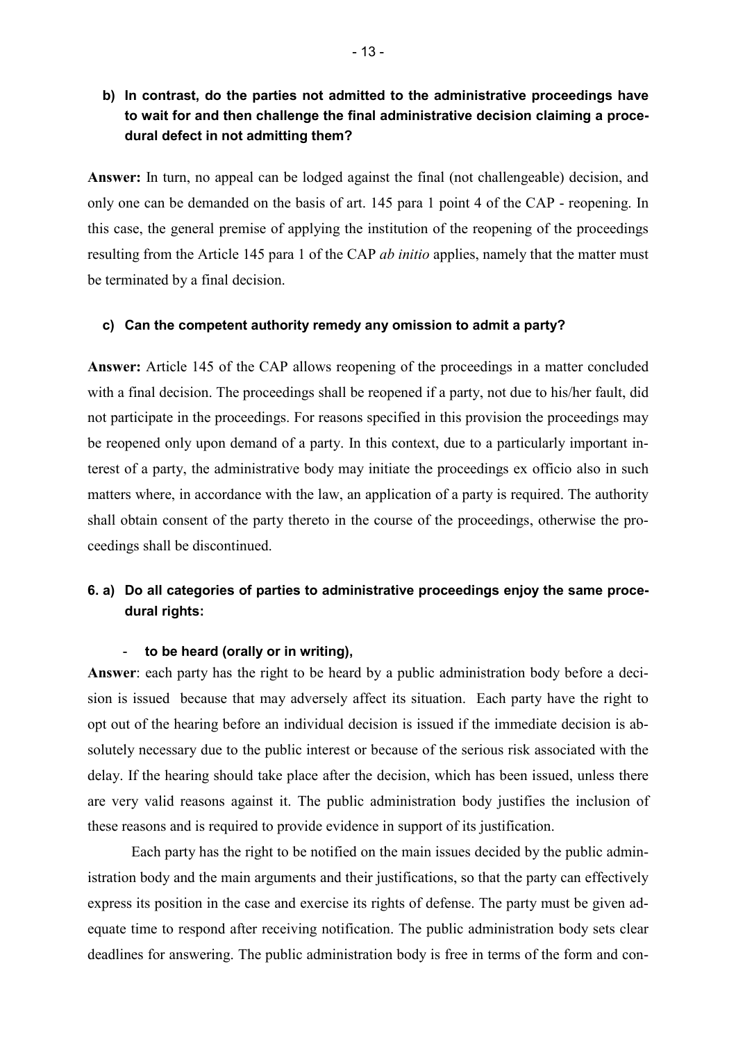**b) In contrast, do the parties not admitted to the administrative proceedings have to wait for and then challenge the final administrative decision claiming a procedural defect in not admitting them?**

**Answer:** In turn, no appeal can be lodged against the final (not challengeable) decision, and only one can be demanded on the basis of art. 145 para 1 point 4 of the CAP - reopening. In this case, the general premise of applying the institution of the reopening of the proceedings resulting from the Article 145 para 1 of the CAP *ab initio* applies, namely that the matter must be terminated by a final decision.

**c) Can the competent authority remedy any omission to admit a party?**

**Answer:** Article 145 of the CAP allows reopening of the proceedings in a matter concluded with a final decision. The proceedings shall be reopened if a party, not due to his/her fault, did not participate in the proceedings. For reasons specified in this provision the proceedings may be reopened only upon demand of a party. In this context, due to a particularly important interest of a party, the administrative body may initiate the proceedings ex officio also in such matters where, in accordance with the law, an application of a party is required. The authority shall obtain consent of the party thereto in the course of the proceedings, otherwise the proceedings shall be discontinued.

**6. a) Do all categories of parties to administrative proceedings enjoy the same procedural rights:**

- **to be heard (orally or in writing),**

**Answer**: each party has the right to be heard by a public administration body before a decision is issued because that may adversely affect its situation. Each party have the right to opt out of the hearing before an individual decision is issued if the immediate decision is absolutely necessary due to the public interest or because of the serious risk associated with the delay. If the hearing should take place after the decision, which has been issued, unless there are very valid reasons against it. The public administration body justifies the inclusion of these reasons and is required to provide evidence in support of its justification.

Each party has the right to be notified on the main issues decided by the public administration body and the main arguments and their justifications, so that the party can effectively express its position in the case and exercise its rights of defense. The party must be given adequate time to respond after receiving notification. The public administration body sets clear deadlines for answering. The public administration body is free in terms of the form and con-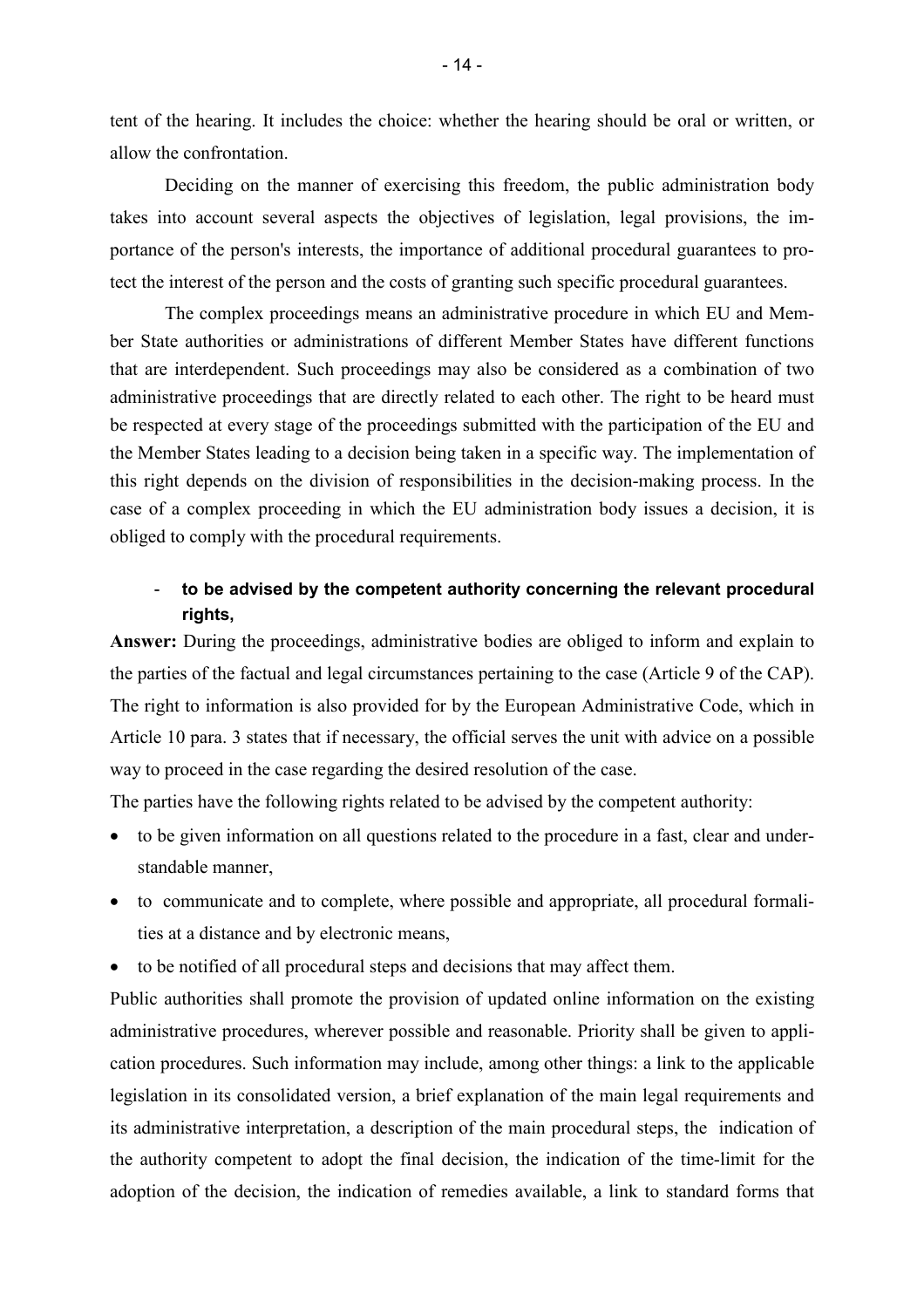tent of the hearing. It includes the choice: whether the hearing should be oral or written, or allow the confrontation.

Deciding on the manner of exercising this freedom, the public administration body takes into account several aspects the objectives of legislation, legal provisions, the importance of the person's interests, the importance of additional procedural guarantees to protect the interest of the person and the costs of granting such specific procedural guarantees.

The complex proceedings means an administrative procedure in which EU and Member State authorities or administrations of different Member States have different functions that are interdependent. Such proceedings may also be considered as a combination of two administrative proceedings that are directly related to each other. The right to be heard must be respected at every stage of the proceedings submitted with the participation of the EU and the Member States leading to a decision being taken in a specific way. The implementation of this right depends on the division of responsibilities in the decision-making process. In the case of a complex proceeding in which the EU administration body issues a decision, it is obliged to comply with the procedural requirements.

- **to be advised by the competent authority concerning the relevant procedural rights,**

**Answer:** During the proceedings, administrative bodies are obliged to inform and explain to the parties of the factual and legal circumstances pertaining to the case (Article 9 of the CAP). The right to information is also provided for by the European Administrative Code, which in Article 10 para. 3 states that if necessary, the official serves the unit with advice on a possible way to proceed in the case regarding the desired resolution of the case.

The parties have the following rights related to be advised by the competent authority:

- to be given information on all questions related to the procedure in a fast, clear and understandable manner,
- to communicate and to complete, where possible and appropriate, all procedural formalities at a distance and by electronic means,
- to be notified of all procedural steps and decisions that may affect them.

Public authorities shall promote the provision of updated online information on the existing administrative procedures, wherever possible and reasonable. Priority shall be given to application procedures. Such information may include, among other things: a link to the applicable legislation in its consolidated version, a brief explanation of the main legal requirements and its administrative interpretation, a description of the main procedural steps, the indication of the authority competent to adopt the final decision, the indication of the time-limit for the adoption of the decision, the indication of remedies available, a link to standard forms that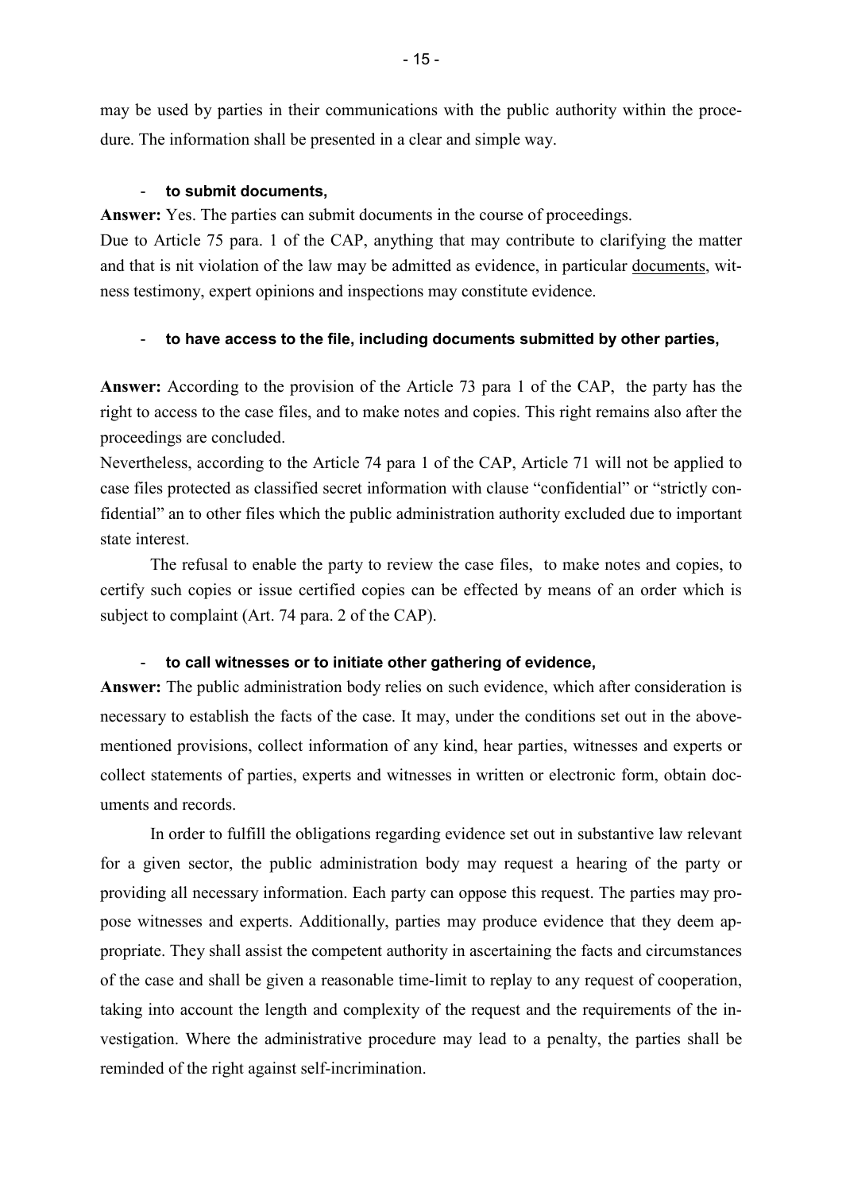may be used by parties in their communications with the public authority within the procedure. The information shall be presented in a clear and simple way.

- **to submit documents,**

**Answer:** Yes. The parties can submit documents in the course of proceedings.

Due to Article 75 para. 1 of the CAP, anything that may contribute to clarifying the matter and that is nit violation of the law may be admitted as evidence, in particular documents, witness testimony, expert opinions and inspections may constitute evidence.

- **to have access to the file, including documents submitted by other parties,**

**Answer:** According to the provision of the Article 73 para 1 of the CAP, the party has the right to access to the case files, and to make notes and copies. This right remains also after the proceedings are concluded.

Nevertheless, according to the Article 74 para 1 of the CAP, Article 71 will not be applied to case files protected as classified secret information with clause "confidential" or "strictly confidential" an to other files which the public administration authority excluded due to important state interest.

The refusal to enable the party to review the case files, to make notes and copies, to certify such copies or issue certified copies can be effected by means of an order which is subject to complaint (Art. 74 para. 2 of the CAP).

- **to call witnesses or to initiate other gathering of evidence,**

**Answer:** The public administration body relies on such evidence, which after consideration is necessary to establish the facts of the case. It may, under the conditions set out in the above-mentioned provisions, collect information of any kind, hear parties, witnesses and experts or collect statements of parties, experts and witnesses in written or electronic form, obtain documents and records.

In order to fulfill the obligations regarding evidence set out in substantive law relevant for a given sector, the public administration body may request a hearing of the party or providing all necessary information. Each party can oppose this request. The parties may propose witnesses and experts. Additionally, parties may produce evidence that they deem appropriate. They shall assist the competent authority in ascertaining the facts and circumstances of the case and shall be given a reasonable time-limit to replay to any request of cooperation, taking into account the length and complexity of the request and the requirements of the investigation. Where the administrative procedure may lead to a penalty, the parties shall be reminded of the right against self-incrimination.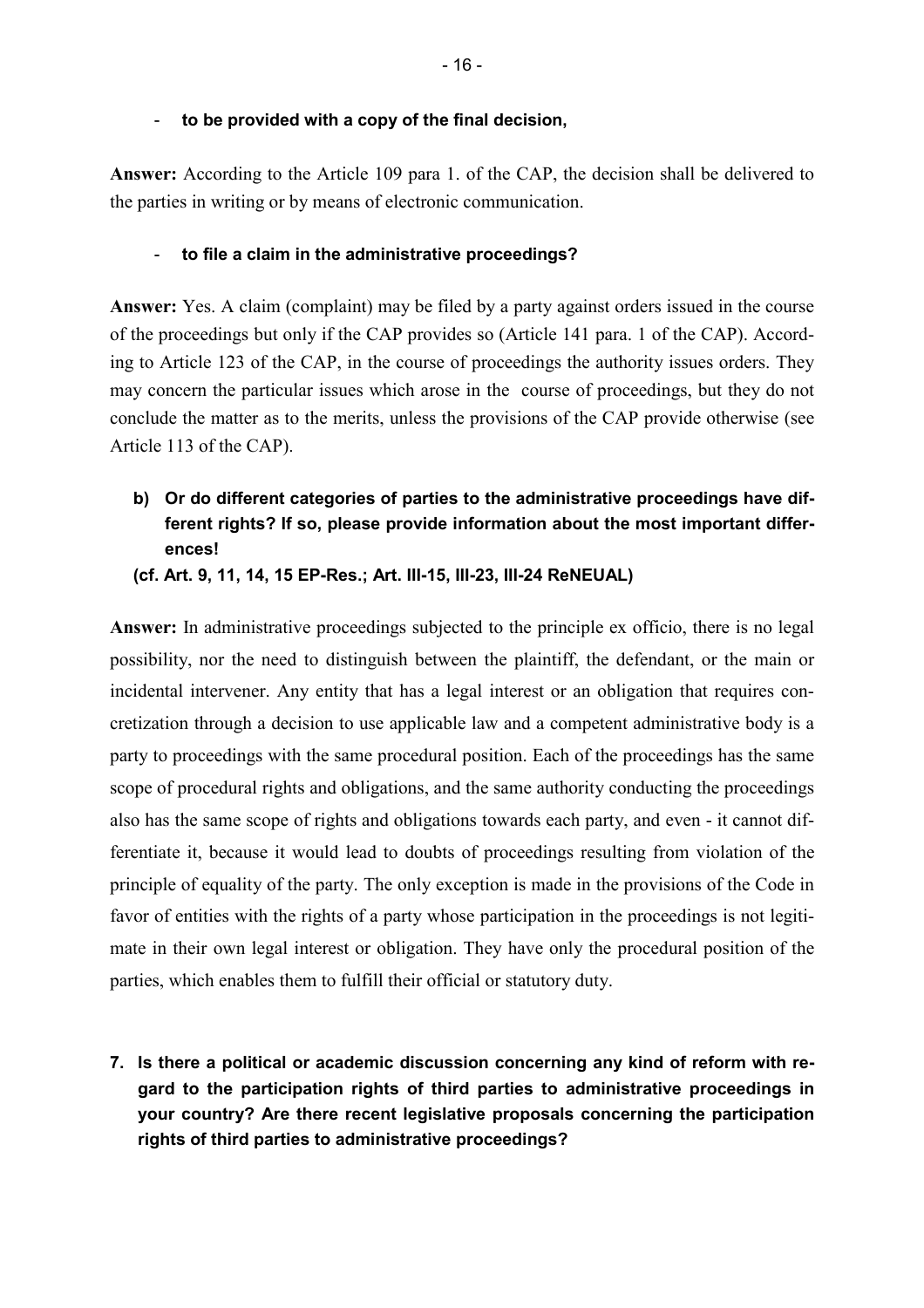- **to be provided with a copy of the final decision,**

**Answer:** According to the Article 109 para 1. of the CAP, the decision shall be delivered to the parties in writing or by means of electronic communication.

- **to file a claim in the administrative proceedings?**

**Answer:** Yes. A claim (complaint) may be filed by a party against orders issued in the course of the proceedings but only if the CAP provides so (Article 141 para. 1 of the CAP). According to Article 123 of the CAP, in the course of proceedings the authority issues orders. They may concern the particular issues which arose in the course of proceedings, but they do not conclude the matter as to the merits, unless the provisions of the CAP provide otherwise (see Article 113 of the CAP).

**b) Or do different categories of parties to the administrative proceedings have different rights? If so, please provide information about the most important differences!**

**(cf. Art. 9, 11, 14, 15 EP-Res.; Art. III-15, III-23, III-24 ReNEUAL)**

**Answer:** In administrative proceedings subjected to the principle ex officio, there is no legal possibility, nor the need to distinguish between the plaintiff, the defendant, or the main or incidental intervener. Any entity that has a legal interest or an obligation that requires concretization through a decision to use applicable law and a competent administrative body is a party to proceedings with the same procedural position. Each of the proceedings has the same scope of procedural rights and obligations, and the same authority conducting the proceedings also has the same scope of rights and obligations towards each party, and even - it cannot differentiate it, because it would lead to doubts of proceedings resulting from violation of the principle of equality of the party. The only exception is made in the provisions of the Code in favor of entities with the rights of a party whose participation in the proceedings is not legitimate in their own legal interest or obligation. They have only the procedural position of the parties, which enables them to fulfill their official or statutory duty.

**7. Is there a political or academic discussion concerning any kind of reform with regard to the participation rights of third parties to administrative proceedings in your country? Are there recent legislative proposals concerning the participation rights of third parties to administrative proceedings?**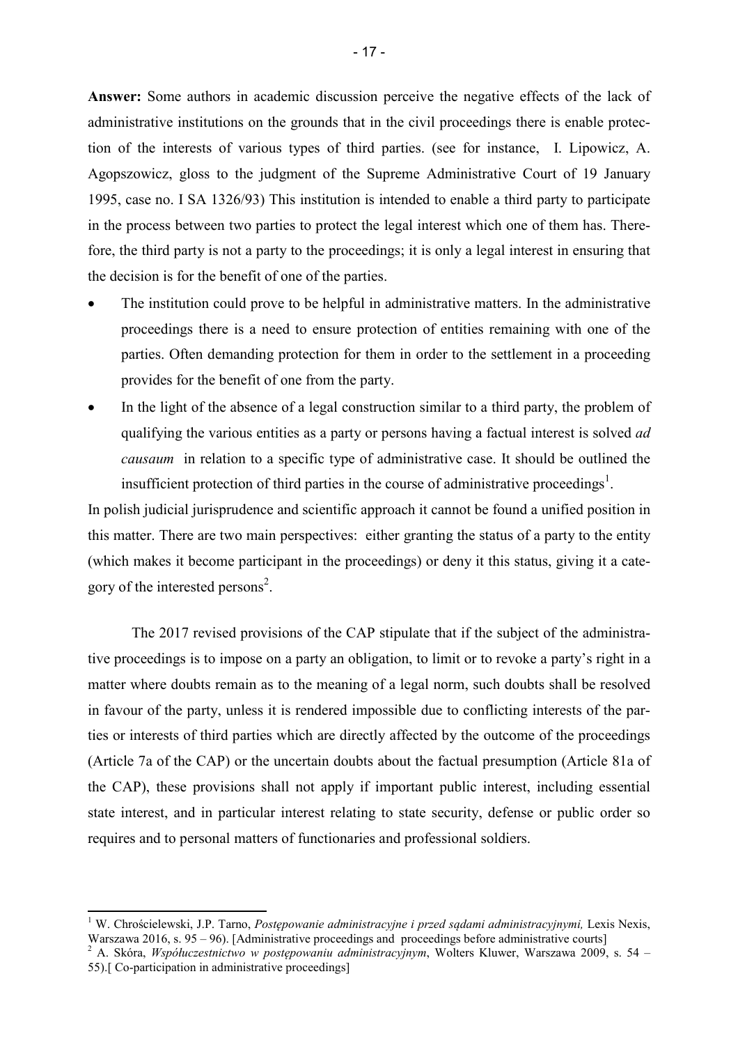**Answer:** Some authors in academic discussion perceive the negative effects of the lack of administrative institutions on the grounds that in the civil proceedings there is enable protection of the interests of various types of third parties. (see for instance, I. Lipowicz, A. Agopszowicz, gloss to the judgment of the Supreme Administrative Court of 19 January 1995, case no. I SA 1326/93) This institution is intended to enable a third party to participate in the process between two parties to protect the legal interest which one of them has. Therefore, the third party is not a party to the proceedings; it is only a legal interest in ensuring that the decision is for the benefit of one of the parties.

- The institution could prove to be helpful in administrative matters. In the administrative proceedings there is a need to ensure protection of entities remaining with one of the parties. Often demanding protection for them in order to the settlement in a proceeding provides for the benefit of one from the party.
- In the light of the absence of a legal construction similar to a third party, the problem of qualifying the various entities as a party or persons having a factual interest is solved *ad causaum* in relation to a specific type of administrative case. It should be outlined the insufficient protection of third parties in the course of administrative proceedings[1].

In polish judicial jurisprudence and scientific approach it cannot be found a unified position in this matter. There are two main perspectives: either granting the status of a party to the entity (which makes it become participant in the proceedings) or deny it this status, giving it a category of the interested persons[2].

The 2017 revised provisions of the CAP stipulate that if the subject of the administrative proceedings is to impose on a party an obligation, to limit or to revoke a party's right in a matter where doubts remain as to the meaning of a legal norm, such doubts shall be resolved in favour of the party, unless it is rendered impossible due to conflicting interests of the parties or interests of third parties which are directly affected by the outcome of the proceedings (Article 7a of the CAP) or the uncertain doubts about the factual presumption (Article 81a of the CAP), these provisions shall not apply if important public interest, including essential state interest, and in particular interest relating to state security, defense or public order so requires and to personal matters of functionaries and professional soldiers.

---

[1] W. Chróścielewski, J.P. Tarno, *Postępowanie administracyjne i przed sądami administracyjnymi,* Lexis Nexis, Warszawa 2016, s. 95 – 96). [Administrative proceedings and proceedings before administrative courts]

[2] A. Skóra, *Współuczestnictwo w postępowaniu administracyjnym*, Wolters Kluwer, Warszawa 2009, s. 54 – 55).[ Co-participation in administrative proceedings]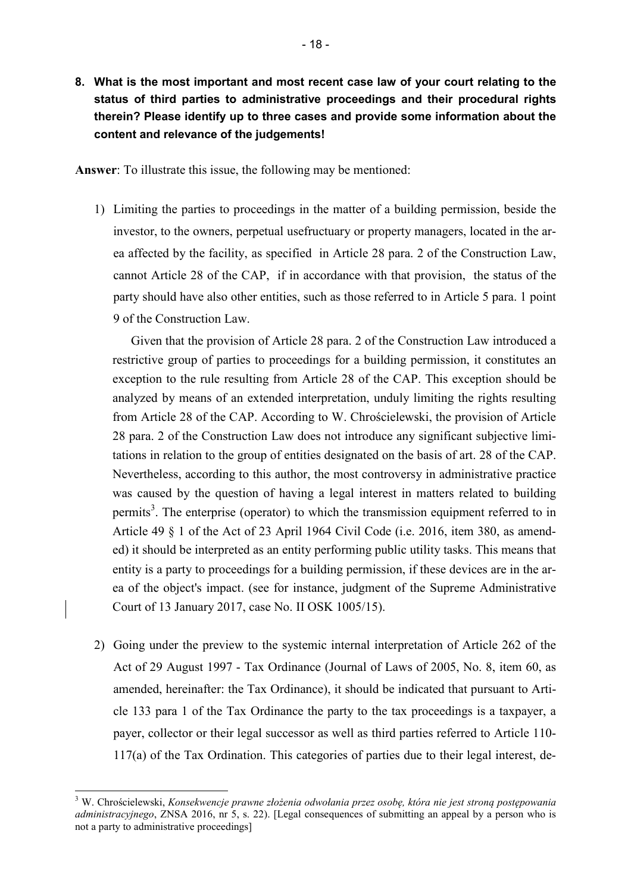**8. What is the most important and most recent case law of your court relating to the status of third parties to administrative proceedings and their procedural rights therein? Please identify up to three cases and provide some information about the content and relevance of the judgements!**

**Answer**: To illustrate this issue, the following may be mentioned:

1) Limiting the parties to proceedings in the matter of a building permission, beside the investor, to the owners, perpetual usefructuary or property managers, located in the area affected by the facility, as specified in Article 28 para. 2 of the Construction Law, cannot Article 28 of the CAP, if in accordance with that provision, the status of the party should have also other entities, such as those referred to in Article 5 para. 1 point 9 of the Construction Law.

   Given that the provision of Article 28 para. 2 of the Construction Law introduced a restrictive group of parties to proceedings for a building permission, it constitutes an exception to the rule resulting from Article 28 of the CAP. This exception should be analyzed by means of an extended interpretation, unduly limiting the rights resulting from Article 28 of the CAP. According to W. Chróścielewski, the provision of Article 28 para. 2 of the Construction Law does not introduce any significant subjective limitations in relation to the group of entities designated on the basis of art. 28 of the CAP. Nevertheless, according to this author, the most controversy in administrative practice was caused by the question of having a legal interest in matters related to building permits[3]. The enterprise (operator) to which the transmission equipment referred to in Article 49 § 1 of the Act of 23 April 1964 Civil Code (i.e. 2016, item 380, as amended) it should be interpreted as an entity performing public utility tasks. This means that entity is a party to proceedings for a building permission, if these devices are in the area of the object's impact. (see for instance, judgment of the Supreme Administrative Court of 13 January 2017, case No. II OSK 1005/15).

2) Going under the preview to the systemic internal interpretation of Article 262 of the Act of 29 August 1997 - Tax Ordinance (Journal of Laws of 2005, No. 8, item 60, as amended, hereinafter: the Tax Ordinance), it should be indicated that pursuant to Article 133 para 1 of the Tax Ordinance the party to the tax proceedings is a taxpayer, a payer, collector or their legal successor as well as third parties referred to Article 110-117(a) of the Tax Ordination. This categories of parties due to their legal interest, de-

[3] W. Chróścielewski, *Konsekwencje prawne złożenia odwołania przez osobę, która nie jest stroną postępowania administracyjnego*, ZNSA 2016, nr 5, s. 22). [Legal consequences of submitting an appeal by a person who is not a party to administrative proceedings]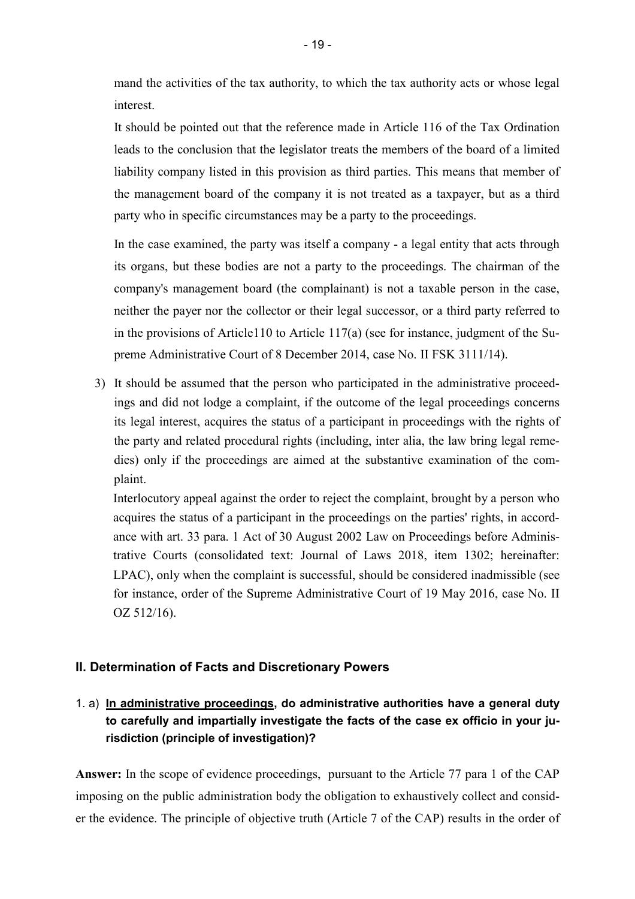mand the activities of the tax authority, to which the tax authority acts or whose legal interest.

It should be pointed out that the reference made in Article 116 of the Tax Ordination leads to the conclusion that the legislator treats the members of the board of a limited liability company listed in this provision as third parties. This means that member of the management board of the company it is not treated as a taxpayer, but as a third party who in specific circumstances may be a party to the proceedings.

In the case examined, the party was itself a company - a legal entity that acts through its organs, but these bodies are not a party to the proceedings. The chairman of the company's management board (the complainant) is not a taxable person in the case, neither the payer nor the collector or their legal successor, or a third party referred to in the provisions of Article110 to Article 117(a) (see for instance, judgment of the Supreme Administrative Court of 8 December 2014, case No. II FSK 3111/14).

3) It should be assumed that the person who participated in the administrative proceedings and did not lodge a complaint, if the outcome of the legal proceedings concerns its legal interest, acquires the status of a participant in proceedings with the rights of the party and related procedural rights (including, inter alia, the law bring legal remedies) only if the proceedings are aimed at the substantive examination of the complaint.

   Interlocutory appeal against the order to reject the complaint, brought by a person who acquires the status of a participant in the proceedings on the parties' rights, in accordance with art. 33 para. 1 Act of 30 August 2002 Law on Proceedings before Administrative Courts (consolidated text: Journal of Laws 2018, item 1302; hereinafter: LPAC), only when the complaint is successful, should be considered inadmissible (see for instance, order of the Supreme Administrative Court of 19 May 2016, case No. II OZ 512/16).

## II. Determination of Facts and Discretionary Powers

1. a) **<u>In administrative proceedings</u>, do administrative authorities have a general duty to carefully and impartially investigate the facts of the case ex officio in your jurisdiction (principle of investigation)?**

**Answer:** In the scope of evidence proceedings, pursuant to the Article 77 para 1 of the CAP imposing on the public administration body the obligation to exhaustively collect and consider the evidence. The principle of objective truth (Article 7 of the CAP) results in the order of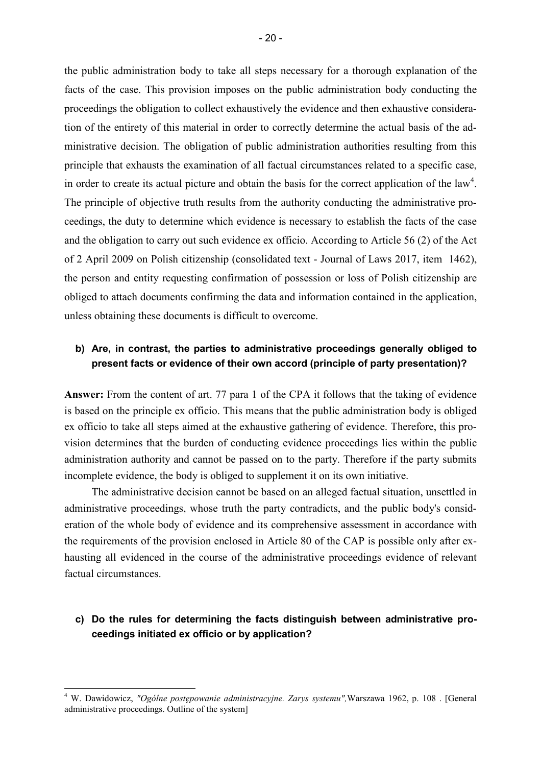the public administration body to take all steps necessary for a thorough explanation of the facts of the case. This provision imposes on the public administration body conducting the proceedings the obligation to collect exhaustively the evidence and then exhaustive consideration of the entirety of this material in order to correctly determine the actual basis of the administrative decision. The obligation of public administration authorities resulting from this principle that exhausts the examination of all factual circumstances related to a specific case, in order to create its actual picture and obtain the basis for the correct application of the law[4]. The principle of objective truth results from the authority conducting the administrative proceedings, the duty to determine which evidence is necessary to establish the facts of the case and the obligation to carry out such evidence ex officio. According to Article 56 (2) of the Act of 2 April 2009 on Polish citizenship (consolidated text - Journal of Laws 2017, item 1462), the person and entity requesting confirmation of possession or loss of Polish citizenship are obliged to attach documents confirming the data and information contained in the application, unless obtaining these documents is difficult to overcome.

**b) Are, in contrast, the parties to administrative proceedings generally obliged to present facts or evidence of their own accord (principle of party presentation)?**

**Answer:** From the content of art. 77 para 1 of the CPA it follows that the taking of evidence is based on the principle ex officio. This means that the public administration body is obliged ex officio to take all steps aimed at the exhaustive gathering of evidence. Therefore, this provision determines that the burden of conducting evidence proceedings lies within the public administration authority and cannot be passed on to the party. Therefore if the party submits incomplete evidence, the body is obliged to supplement it on its own initiative.

The administrative decision cannot be based on an alleged factual situation, unsettled in administrative proceedings, whose truth the party contradicts, and the public body's consideration of the whole body of evidence and its comprehensive assessment in accordance with the requirements of the provision enclosed in Article 80 of the CAP is possible only after exhausting all evidenced in the course of the administrative proceedings evidence of relevant factual circumstances.

**c) Do the rules for determining the facts distinguish between administrative proceedings initiated ex officio or by application?**

[4] W. Dawidowicz, *"Ogólne postępowanie administracyjne. Zarys systemu",* Warszawa 1962, p. 108 . [General administrative proceedings. Outline of the system]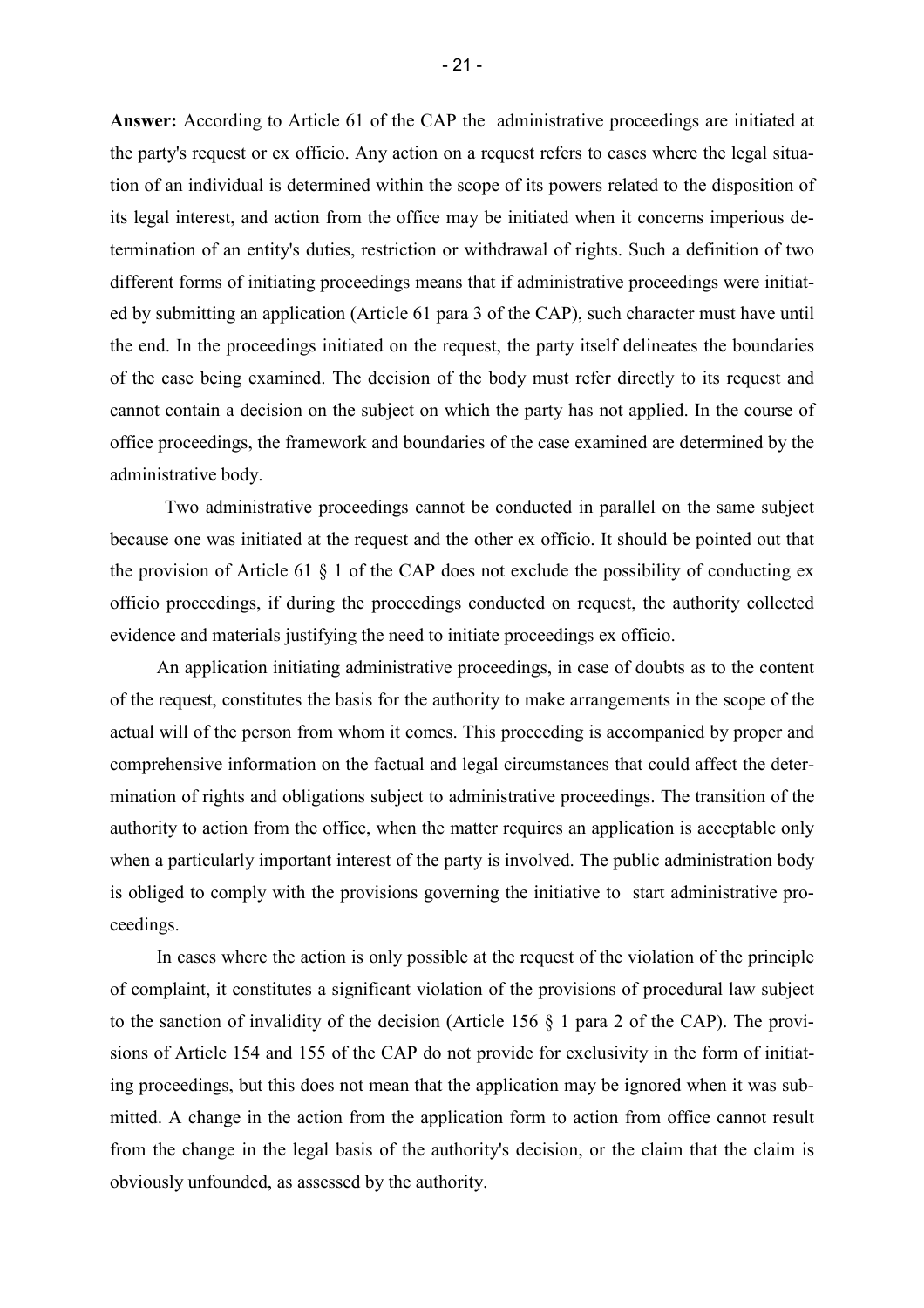**Answer:** According to Article 61 of the CAP the administrative proceedings are initiated at the party's request or ex officio. Any action on a request refers to cases where the legal situation of an individual is determined within the scope of its powers related to the disposition of its legal interest, and action from the office may be initiated when it concerns imperious determination of an entity's duties, restriction or withdrawal of rights. Such a definition of two different forms of initiating proceedings means that if administrative proceedings were initiated by submitting an application (Article 61 para 3 of the CAP), such character must have until the end. In the proceedings initiated on the request, the party itself delineates the boundaries of the case being examined. The decision of the body must refer directly to its request and cannot contain a decision on the subject on which the party has not applied. In the course of office proceedings, the framework and boundaries of the case examined are determined by the administrative body.

Two administrative proceedings cannot be conducted in parallel on the same subject because one was initiated at the request and the other ex officio. It should be pointed out that the provision of Article 61 § 1 of the CAP does not exclude the possibility of conducting ex officio proceedings, if during the proceedings conducted on request, the authority collected evidence and materials justifying the need to initiate proceedings ex officio.

An application initiating administrative proceedings, in case of doubts as to the content of the request, constitutes the basis for the authority to make arrangements in the scope of the actual will of the person from whom it comes. This proceeding is accompanied by proper and comprehensive information on the factual and legal circumstances that could affect the determination of rights and obligations subject to administrative proceedings. The transition of the authority to action from the office, when the matter requires an application is acceptable only when a particularly important interest of the party is involved. The public administration body is obliged to comply with the provisions governing the initiative to start administrative proceedings.

In cases where the action is only possible at the request of the violation of the principle of complaint, it constitutes a significant violation of the provisions of procedural law subject to the sanction of invalidity of the decision (Article 156 § 1 para 2 of the CAP). The provisions of Article 154 and 155 of the CAP do not provide for exclusivity in the form of initiating proceedings, but this does not mean that the application may be ignored when it was submitted. A change in the action from the application form to action from office cannot result from the change in the legal basis of the authority's decision, or the claim that the claim is obviously unfounded, as assessed by the authority.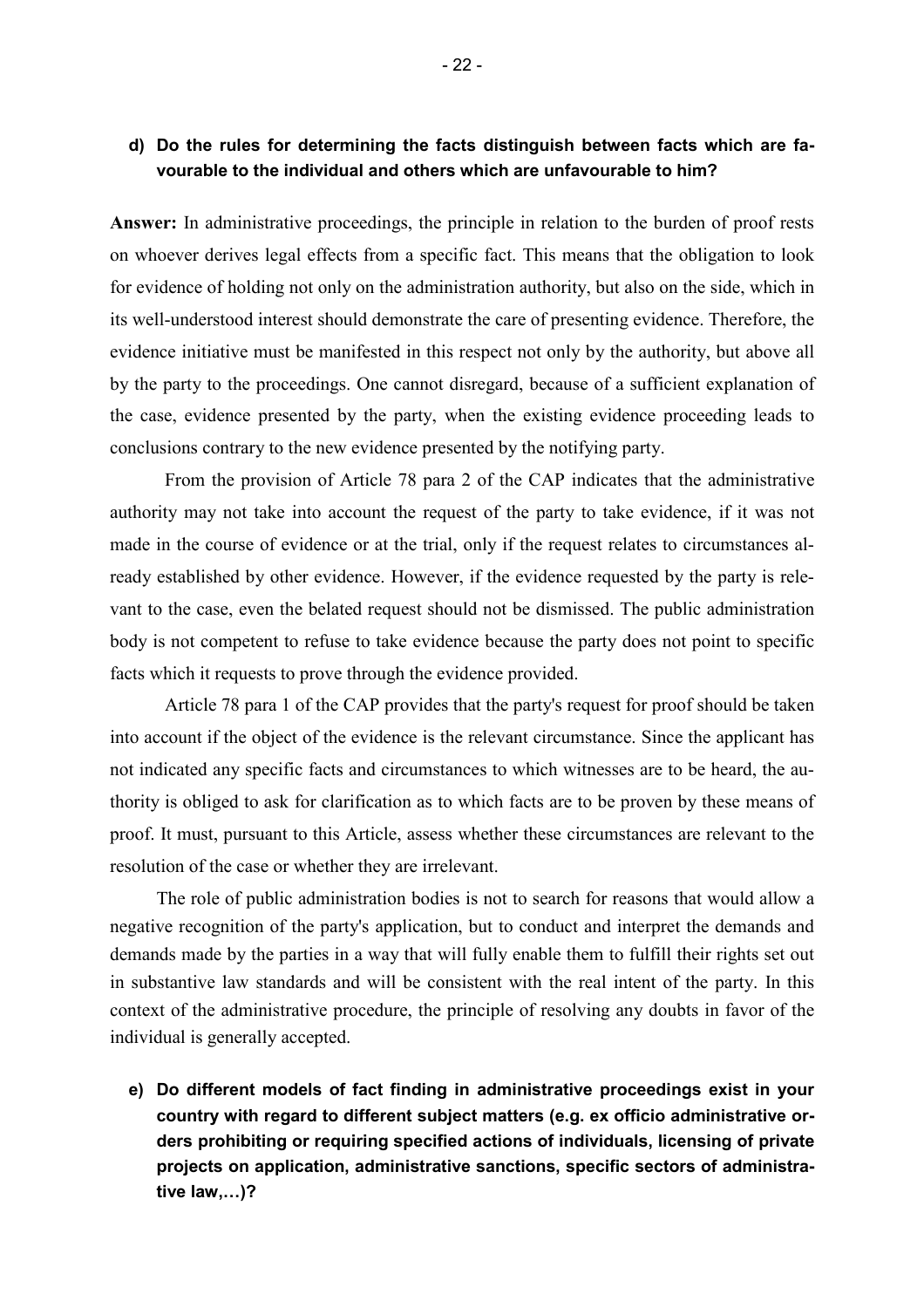**d) Do the rules for determining the facts distinguish between facts which are favourable to the individual and others which are unfavourable to him?**

**Answer:** In administrative proceedings, the principle in relation to the burden of proof rests on whoever derives legal effects from a specific fact. This means that the obligation to look for evidence of holding not only on the administration authority, but also on the side, which in its well-understood interest should demonstrate the care of presenting evidence. Therefore, the evidence initiative must be manifested in this respect not only by the authority, but above all by the party to the proceedings. One cannot disregard, because of a sufficient explanation of the case, evidence presented by the party, when the existing evidence proceeding leads to conclusions contrary to the new evidence presented by the notifying party.

From the provision of Article 78 para 2 of the CAP indicates that the administrative authority may not take into account the request of the party to take evidence, if it was not made in the course of evidence or at the trial, only if the request relates to circumstances already established by other evidence. However, if the evidence requested by the party is relevant to the case, even the belated request should not be dismissed. The public administration body is not competent to refuse to take evidence because the party does not point to specific facts which it requests to prove through the evidence provided.

Article 78 para 1 of the CAP provides that the party's request for proof should be taken into account if the object of the evidence is the relevant circumstance. Since the applicant has not indicated any specific facts and circumstances to which witnesses are to be heard, the authority is obliged to ask for clarification as to which facts are to be proven by these means of proof. It must, pursuant to this Article, assess whether these circumstances are relevant to the resolution of the case or whether they are irrelevant.

The role of public administration bodies is not to search for reasons that would allow a negative recognition of the party's application, but to conduct and interpret the demands and demands made by the parties in a way that will fully enable them to fulfill their rights set out in substantive law standards and will be consistent with the real intent of the party. In this context of the administrative procedure, the principle of resolving any doubts in favor of the individual is generally accepted.

**e) Do different models of fact finding in administrative proceedings exist in your country with regard to different subject matters (e.g. ex officio administrative orders prohibiting or requiring specified actions of individuals, licensing of private projects on application, administrative sanctions, specific sectors of administrative law,…)?**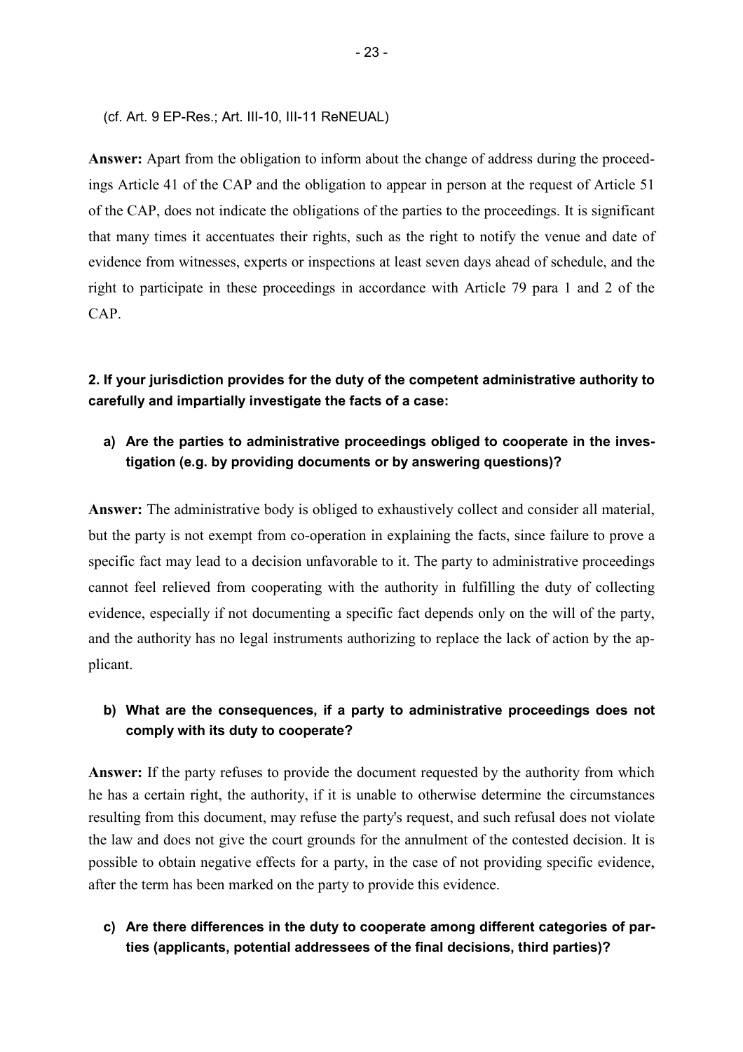(cf. Art. 9 EP-Res.; Art. III-10, III-11 ReNEUAL)

**Answer:** Apart from the obligation to inform about the change of address during the proceedings Article 41 of the CAP and the obligation to appear in person at the request of Article 51 of the CAP, does not indicate the obligations of the parties to the proceedings. It is significant that many times it accentuates their rights, such as the right to notify the venue and date of evidence from witnesses, experts or inspections at least seven days ahead of schedule, and the right to participate in these proceedings in accordance with Article 79 para 1 and 2 of the CAP.

**2. If your jurisdiction provides for the duty of the competent administrative authority to carefully and impartially investigate the facts of a case:**

**a) Are the parties to administrative proceedings obliged to cooperate in the investigation (e.g. by providing documents or by answering questions)?**

**Answer:** The administrative body is obliged to exhaustively collect and consider all material, but the party is not exempt from co-operation in explaining the facts, since failure to prove a specific fact may lead to a decision unfavorable to it. The party to administrative proceedings cannot feel relieved from cooperating with the authority in fulfilling the duty of collecting evidence, especially if not documenting a specific fact depends only on the will of the party, and the authority has no legal instruments authorizing to replace the lack of action by the applicant.

**b) What are the consequences, if a party to administrative proceedings does not comply with its duty to cooperate?**

**Answer:** If the party refuses to provide the document requested by the authority from which he has a certain right, the authority, if it is unable to otherwise determine the circumstances resulting from this document, may refuse the party's request, and such refusal does not violate the law and does not give the court grounds for the annulment of the contested decision. It is possible to obtain negative effects for a party, in the case of not providing specific evidence, after the term has been marked on the party to provide this evidence.

**c) Are there differences in the duty to cooperate among different categories of parties (applicants, potential addressees of the final decisions, third parties)?**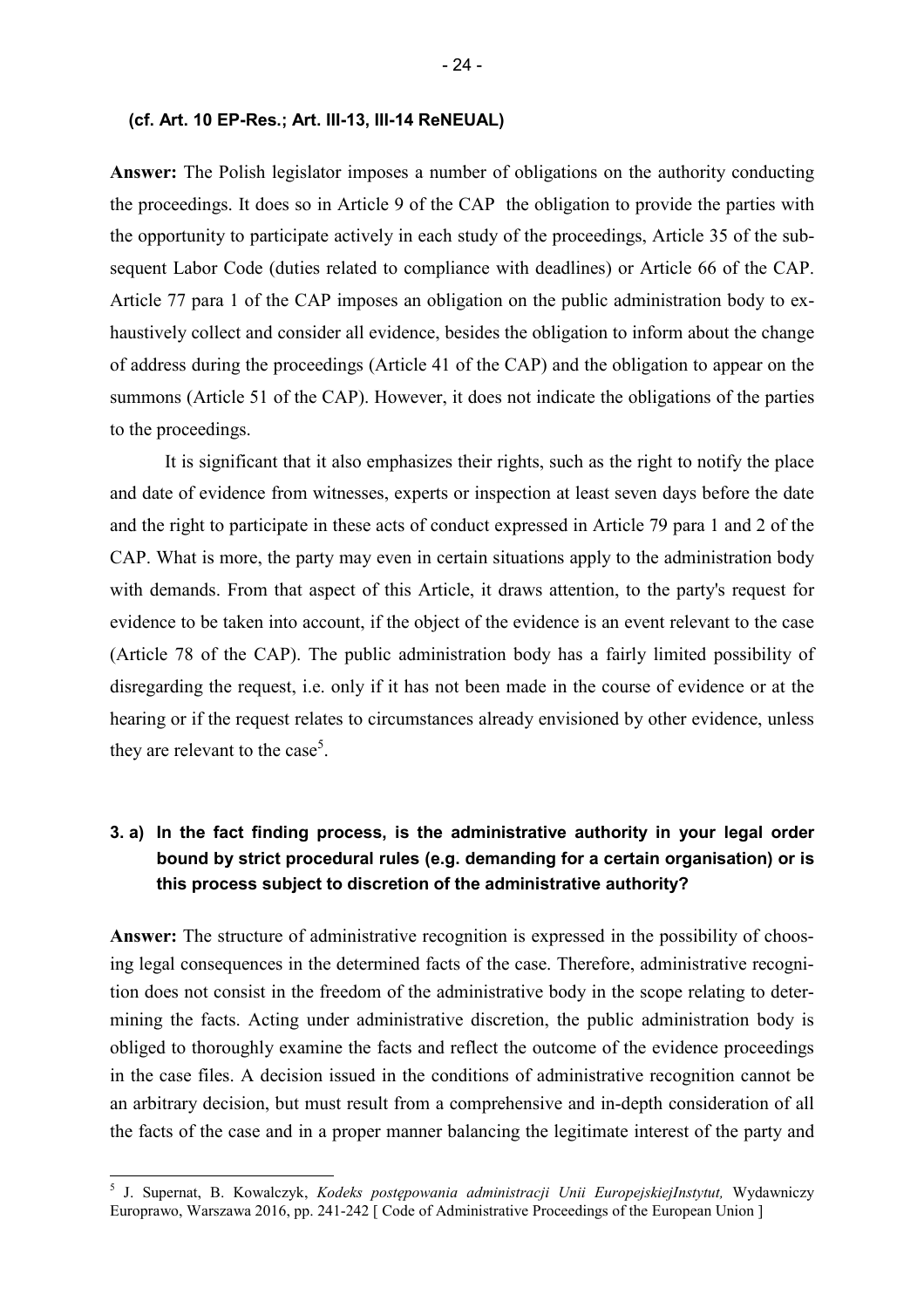**(cf. Art. 10 EP-Res.; Art. III-13, III-14 ReNEUAL)**

**Answer:** The Polish legislator imposes a number of obligations on the authority conducting the proceedings. It does so in Article 9 of the CAP the obligation to provide the parties with the opportunity to participate actively in each study of the proceedings, Article 35 of the subsequent Labor Code (duties related to compliance with deadlines) or Article 66 of the CAP. Article 77 para 1 of the CAP imposes an obligation on the public administration body to exhaustively collect and consider all evidence, besides the obligation to inform about the change of address during the proceedings (Article 41 of the CAP) and the obligation to appear on the summons (Article 51 of the CAP). However, it does not indicate the obligations of the parties to the proceedings.

It is significant that it also emphasizes their rights, such as the right to notify the place and date of evidence from witnesses, experts or inspection at least seven days before the date and the right to participate in these acts of conduct expressed in Article 79 para 1 and 2 of the CAP. What is more, the party may even in certain situations apply to the administration body with demands. From that aspect of this Article, it draws attention, to the party's request for evidence to be taken into account, if the object of the evidence is an event relevant to the case (Article 78 of the CAP). The public administration body has a fairly limited possibility of disregarding the request, i.e. only if it has not been made in the course of evidence or at the hearing or if the request relates to circumstances already envisioned by other evidence, unless they are relevant to the case[5].

### 3. a) In the fact finding process, is the administrative authority in your legal order bound by strict procedural rules (e.g. demanding for a certain organisation) or is this process subject to discretion of the administrative authority?

**Answer:** The structure of administrative recognition is expressed in the possibility of choosing legal consequences in the determined facts of the case. Therefore, administrative recognition does not consist in the freedom of the administrative body in the scope relating to determining the facts. Acting under administrative discretion, the public administration body is obliged to thoroughly examine the facts and reflect the outcome of the evidence proceedings in the case files. A decision issued in the conditions of administrative recognition cannot be an arbitrary decision, but must result from a comprehensive and in-depth consideration of all the facts of the case and in a proper manner balancing the legitimate interest of the party and

---

[5] J. Supernat, B. Kowalczyk, *Kodeks postępowania administracji Unii EuropejskiejInstytut,* Wydawniczy Europrawo, Warszawa 2016, pp. 241-242 [ Code of Administrative Proceedings of the European Union ]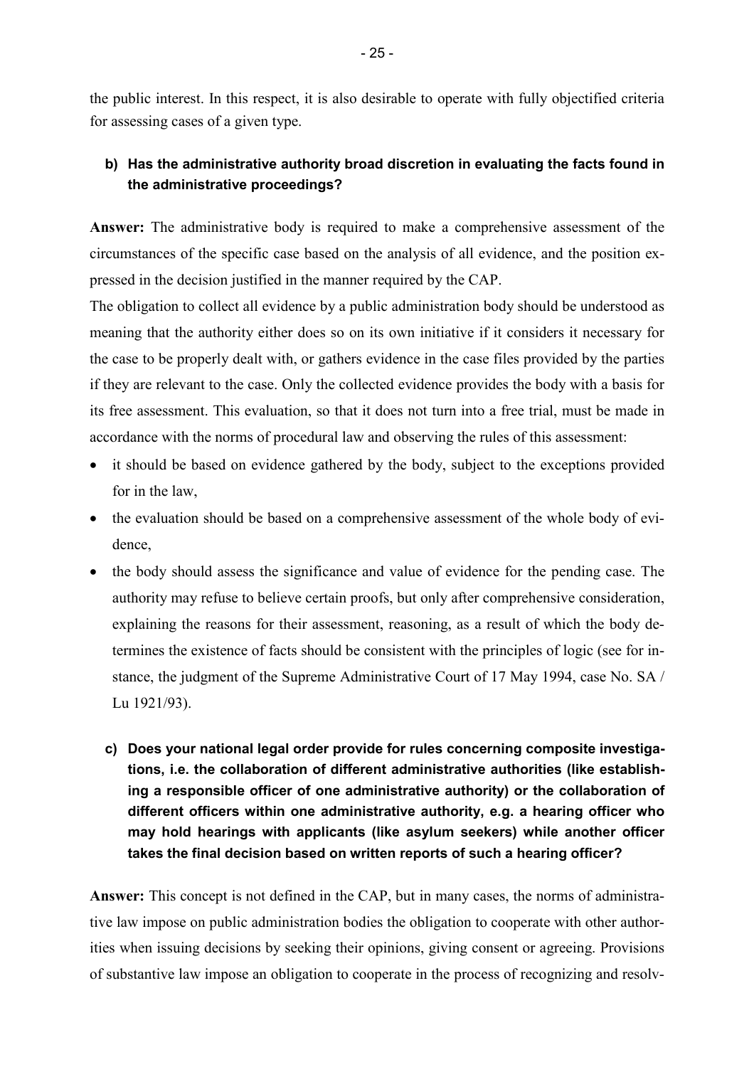the public interest. In this respect, it is also desirable to operate with fully objectified criteria for assessing cases of a given type.

**b) Has the administrative authority broad discretion in evaluating the facts found in the administrative proceedings?**

**Answer:** The administrative body is required to make a comprehensive assessment of the circumstances of the specific case based on the analysis of all evidence, and the position expressed in the decision justified in the manner required by the CAP.

The obligation to collect all evidence by a public administration body should be understood as meaning that the authority either does so on its own initiative if it considers it necessary for the case to be properly dealt with, or gathers evidence in the case files provided by the parties if they are relevant to the case. Only the collected evidence provides the body with a basis for its free assessment. This evaluation, so that it does not turn into a free trial, must be made in accordance with the norms of procedural law and observing the rules of this assessment:

- it should be based on evidence gathered by the body, subject to the exceptions provided for in the law,
- the evaluation should be based on a comprehensive assessment of the whole body of evidence,
- the body should assess the significance and value of evidence for the pending case. The authority may refuse to believe certain proofs, but only after comprehensive consideration, explaining the reasons for their assessment, reasoning, as a result of which the body determines the existence of facts should be consistent with the principles of logic (see for instance, the judgment of the Supreme Administrative Court of 17 May 1994, case No. SA / Lu 1921/93).

**c) Does your national legal order provide for rules concerning composite investigations, i.e. the collaboration of different administrative authorities (like establishing a responsible officer of one administrative authority) or the collaboration of different officers within one administrative authority, e.g. a hearing officer who may hold hearings with applicants (like asylum seekers) while another officer takes the final decision based on written reports of such a hearing officer?**

**Answer:** This concept is not defined in the CAP, but in many cases, the norms of administrative law impose on public administration bodies the obligation to cooperate with other authorities when issuing decisions by seeking their opinions, giving consent or agreeing. Provisions of substantive law impose an obligation to cooperate in the process of recognizing and resolv-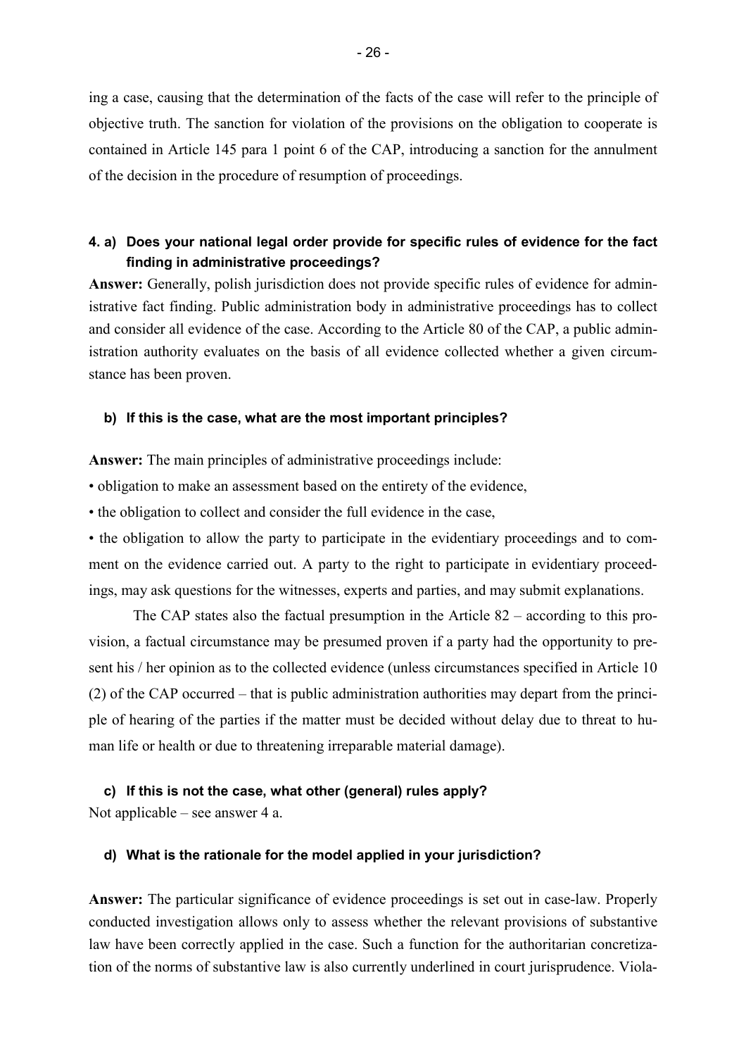ing a case, causing that the determination of the facts of the case will refer to the principle of objective truth. The sanction for violation of the provisions on the obligation to cooperate is contained in Article 145 para 1 point 6 of the CAP, introducing a sanction for the annulment of the decision in the procedure of resumption of proceedings.

### 4. a) Does your national legal order provide for specific rules of evidence for the fact finding in administrative proceedings?

**Answer:** Generally, polish jurisdiction does not provide specific rules of evidence for administrative fact finding. Public administration body in administrative proceedings has to collect and consider all evidence of the case. According to the Article 80 of the CAP, a public administration authority evaluates on the basis of all evidence collected whether a given circumstance has been proven.

### b) If this is the case, what are the most important principles?

**Answer:** The main principles of administrative proceedings include:

- obligation to make an assessment based on the entirety of the evidence,
- the obligation to collect and consider the full evidence in the case,
- the obligation to allow the party to participate in the evidentiary proceedings and to comment on the evidence carried out. A party to the right to participate in evidentiary proceedings, may ask questions for the witnesses, experts and parties, and may submit explanations.

The CAP states also the factual presumption in the Article 82 – according to this provision, a factual circumstance may be presumed proven if a party had the opportunity to present his / her opinion as to the collected evidence (unless circumstances specified in Article 10 (2) of the CAP occurred – that is public administration authorities may depart from the principle of hearing of the parties if the matter must be decided without delay due to threat to human life or health or due to threatening irreparable material damage).

### c) If this is not the case, what other (general) rules apply?

Not applicable – see answer 4 a.

### d) What is the rationale for the model applied in your jurisdiction?

**Answer:** The particular significance of evidence proceedings is set out in case-law. Properly conducted investigation allows only to assess whether the relevant provisions of substantive law have been correctly applied in the case. Such a function for the authoritarian concretization of the norms of substantive law is also currently underlined in court jurisprudence. Viola-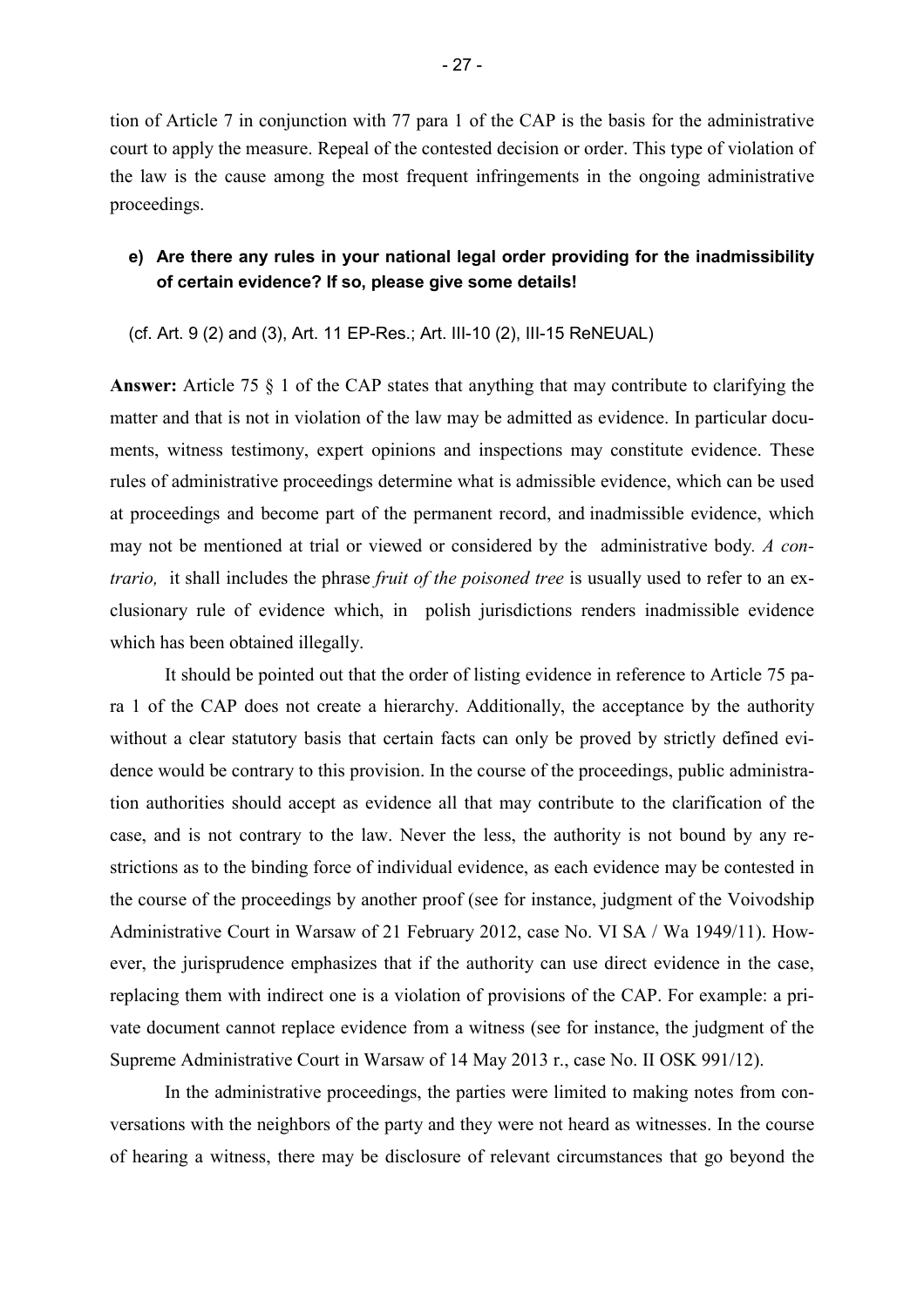tion of Article 7 in conjunction with 77 para 1 of the CAP is the basis for the administrative court to apply the measure. Repeal of the contested decision or order. This type of violation of the law is the cause among the most frequent infringements in the ongoing administrative proceedings.

**e) Are there any rules in your national legal order providing for the inadmissibility of certain evidence? If so, please give some details!**

(cf. Art. 9 (2) and (3), Art. 11 EP-Res.; Art. III-10 (2), III-15 ReNEUAL)

**Answer:** Article 75 § 1 of the CAP states that anything that may contribute to clarifying the matter and that is not in violation of the law may be admitted as evidence. In particular documents, witness testimony, expert opinions and inspections may constitute evidence. These rules of administrative proceedings determine what is admissible evidence, which can be used at proceedings and become part of the permanent record, and inadmissible evidence, which may not be mentioned at trial or viewed or considered by the administrative body. *A contrario,* it shall includes the phrase *fruit of the poisoned tree* is usually used to refer to an exclusionary rule of evidence which, in polish jurisdictions renders inadmissible evidence which has been obtained illegally.

It should be pointed out that the order of listing evidence in reference to Article 75 para 1 of the CAP does not create a hierarchy. Additionally, the acceptance by the authority without a clear statutory basis that certain facts can only be proved by strictly defined evidence would be contrary to this provision. In the course of the proceedings, public administration authorities should accept as evidence all that may contribute to the clarification of the case, and is not contrary to the law. Never the less, the authority is not bound by any restrictions as to the binding force of individual evidence, as each evidence may be contested in the course of the proceedings by another proof (see for instance, judgment of the Voivodship Administrative Court in Warsaw of 21 February 2012, case No. VI SA / Wa 1949/11). However, the jurisprudence emphasizes that if the authority can use direct evidence in the case, replacing them with indirect one is a violation of provisions of the CAP. For example: a private document cannot replace evidence from a witness (see for instance, the judgment of the Supreme Administrative Court in Warsaw of 14 May 2013 r., case No. II OSK 991/12).

In the administrative proceedings, the parties were limited to making notes from conversations with the neighbors of the party and they were not heard as witnesses. In the course of hearing a witness, there may be disclosure of relevant circumstances that go beyond the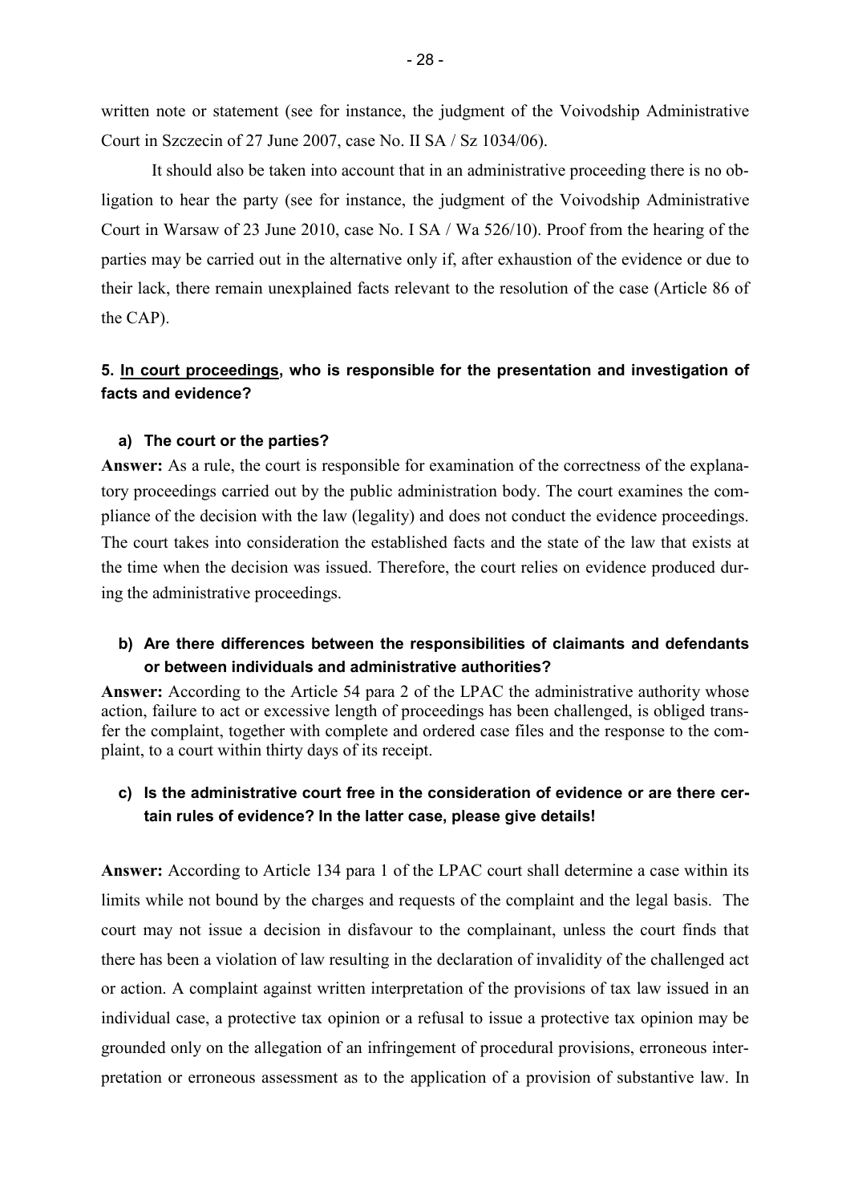written note or statement (see for instance, the judgment of the Voivodship Administrative Court in Szczecin of 27 June 2007, case No. II SA / Sz 1034/06).

It should also be taken into account that in an administrative proceeding there is no obligation to hear the party (see for instance, the judgment of the Voivodship Administrative Court in Warsaw of 23 June 2010, case No. I SA / Wa 526/10). Proof from the hearing of the parties may be carried out in the alternative only if, after exhaustion of the evidence or due to their lack, there remain unexplained facts relevant to the resolution of the case (Article 86 of the CAP).

### 5. In court proceedings, who is responsible for the presentation and investigation of facts and evidence?

#### a) The court or the parties?

**Answer:** As a rule, the court is responsible for examination of the correctness of the explanatory proceedings carried out by the public administration body. The court examines the compliance of the decision with the law (legality) and does not conduct the evidence proceedings. The court takes into consideration the established facts and the state of the law that exists at the time when the decision was issued. Therefore, the court relies on evidence produced during the administrative proceedings.

#### b) Are there differences between the responsibilities of claimants and defendants or between individuals and administrative authorities?

**Answer:** According to the Article 54 para 2 of the LPAC the administrative authority whose action, failure to act or excessive length of proceedings has been challenged, is obliged transfer the complaint, together with complete and ordered case files and the response to the complaint, to a court within thirty days of its receipt.

#### c) Is the administrative court free in the consideration of evidence or are there certain rules of evidence? In the latter case, please give details!

**Answer:** According to Article 134 para 1 of the LPAC court shall determine a case within its limits while not bound by the charges and requests of the complaint and the legal basis. The court may not issue a decision in disfavour to the complainant, unless the court finds that there has been a violation of law resulting in the declaration of invalidity of the challenged act or action. A complaint against written interpretation of the provisions of tax law issued in an individual case, a protective tax opinion or a refusal to issue a protective tax opinion may be grounded only on the allegation of an infringement of procedural provisions, erroneous interpretation or erroneous assessment as to the application of a provision of substantive law. In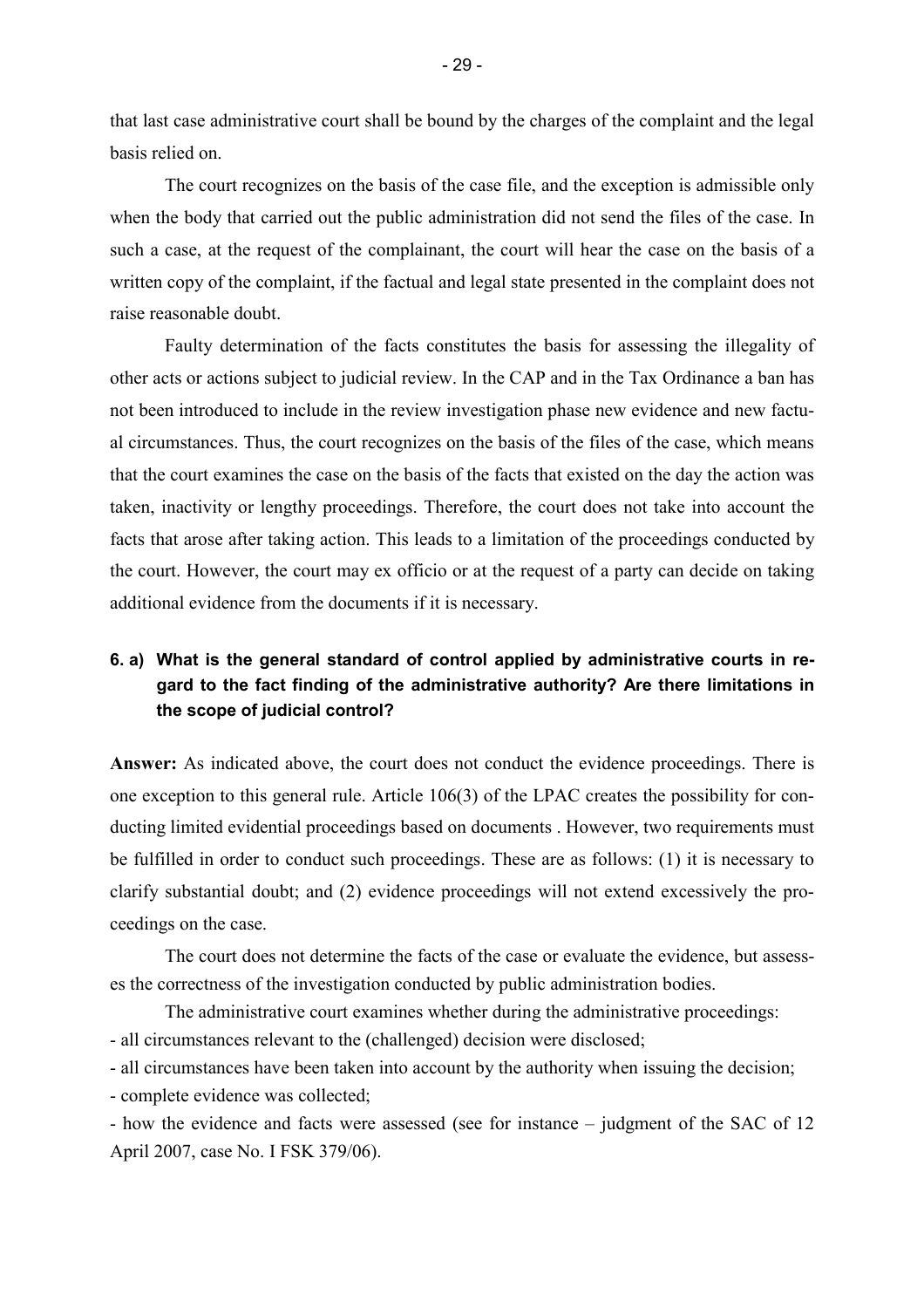that last case administrative court shall be bound by the charges of the complaint and the legal basis relied on.

The court recognizes on the basis of the case file, and the exception is admissible only when the body that carried out the public administration did not send the files of the case. In such a case, at the request of the complainant, the court will hear the case on the basis of a written copy of the complaint, if the factual and legal state presented in the complaint does not raise reasonable doubt.

Faulty determination of the facts constitutes the basis for assessing the illegality of other acts or actions subject to judicial review. In the CAP and in the Tax Ordinance a ban has not been introduced to include in the review investigation phase new evidence and new factual circumstances. Thus, the court recognizes on the basis of the files of the case, which means that the court examines the case on the basis of the facts that existed on the day the action was taken, inactivity or lengthy proceedings. Therefore, the court does not take into account the facts that arose after taking action. This leads to a limitation of the proceedings conducted by the court. However, the court may ex officio or at the request of a party can decide on taking additional evidence from the documents if it is necessary.

**6. a) What is the general standard of control applied by administrative courts in regard to the fact finding of the administrative authority? Are there limitations in the scope of judicial control?**

**Answer:** As indicated above, the court does not conduct the evidence proceedings. There is one exception to this general rule. Article 106(3) of the LPAC creates the possibility for conducting limited evidential proceedings based on documents . However, two requirements must be fulfilled in order to conduct such proceedings. These are as follows: (1) it is necessary to clarify substantial doubt; and (2) evidence proceedings will not extend excessively the proceedings on the case.

The court does not determine the facts of the case or evaluate the evidence, but assesses the correctness of the investigation conducted by public administration bodies.

The administrative court examines whether during the administrative proceedings:

- all circumstances relevant to the (challenged) decision were disclosed;
- all circumstances have been taken into account by the authority when issuing the decision;
- complete evidence was collected;
- how the evidence and facts were assessed (see for instance – judgment of the SAC of 12 April 2007, case No. I FSK 379/06).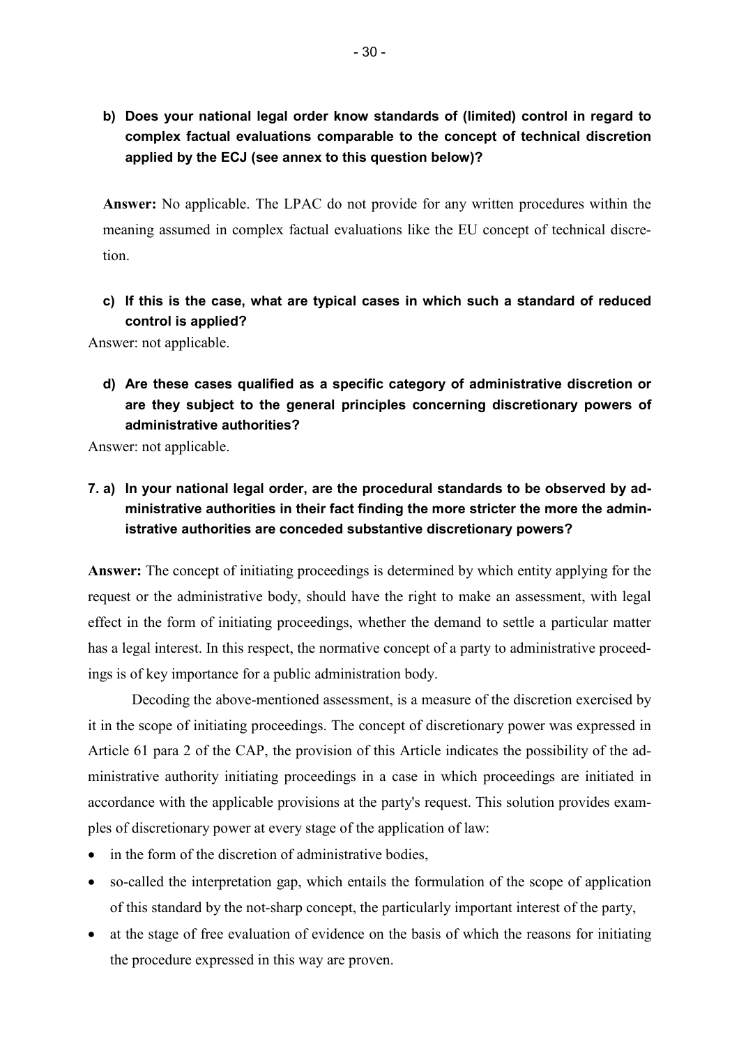**b) Does your national legal order know standards of (limited) control in regard to complex factual evaluations comparable to the concept of technical discretion applied by the ECJ (see annex to this question below)?**

**Answer:** No applicable. The LPAC do not provide for any written procedures within the meaning assumed in complex factual evaluations like the EU concept of technical discretion.

**c) If this is the case, what are typical cases in which such a standard of reduced control is applied?**

Answer: not applicable.

**d) Are these cases qualified as a specific category of administrative discretion or are they subject to the general principles concerning discretionary powers of administrative authorities?**

Answer: not applicable.

**7. a) In your national legal order, are the procedural standards to be observed by administrative authorities in their fact finding the more stricter the more the administrative authorities are conceded substantive discretionary powers?**

**Answer:** The concept of initiating proceedings is determined by which entity applying for the request or the administrative body, should have the right to make an assessment, with legal effect in the form of initiating proceedings, whether the demand to settle a particular matter has a legal interest. In this respect, the normative concept of a party to administrative proceedings is of key importance for a public administration body.

Decoding the above-mentioned assessment, is a measure of the discretion exercised by it in the scope of initiating proceedings. The concept of discretionary power was expressed in Article 61 para 2 of the CAP, the provision of this Article indicates the possibility of the administrative authority initiating proceedings in a case in which proceedings are initiated in accordance with the applicable provisions at the party's request. This solution provides examples of discretionary power at every stage of the application of law:

- in the form of the discretion of administrative bodies,
- so-called the interpretation gap, which entails the formulation of the scope of application of this standard by the not-sharp concept, the particularly important interest of the party,
- at the stage of free evaluation of evidence on the basis of which the reasons for initiating the procedure expressed in this way are proven.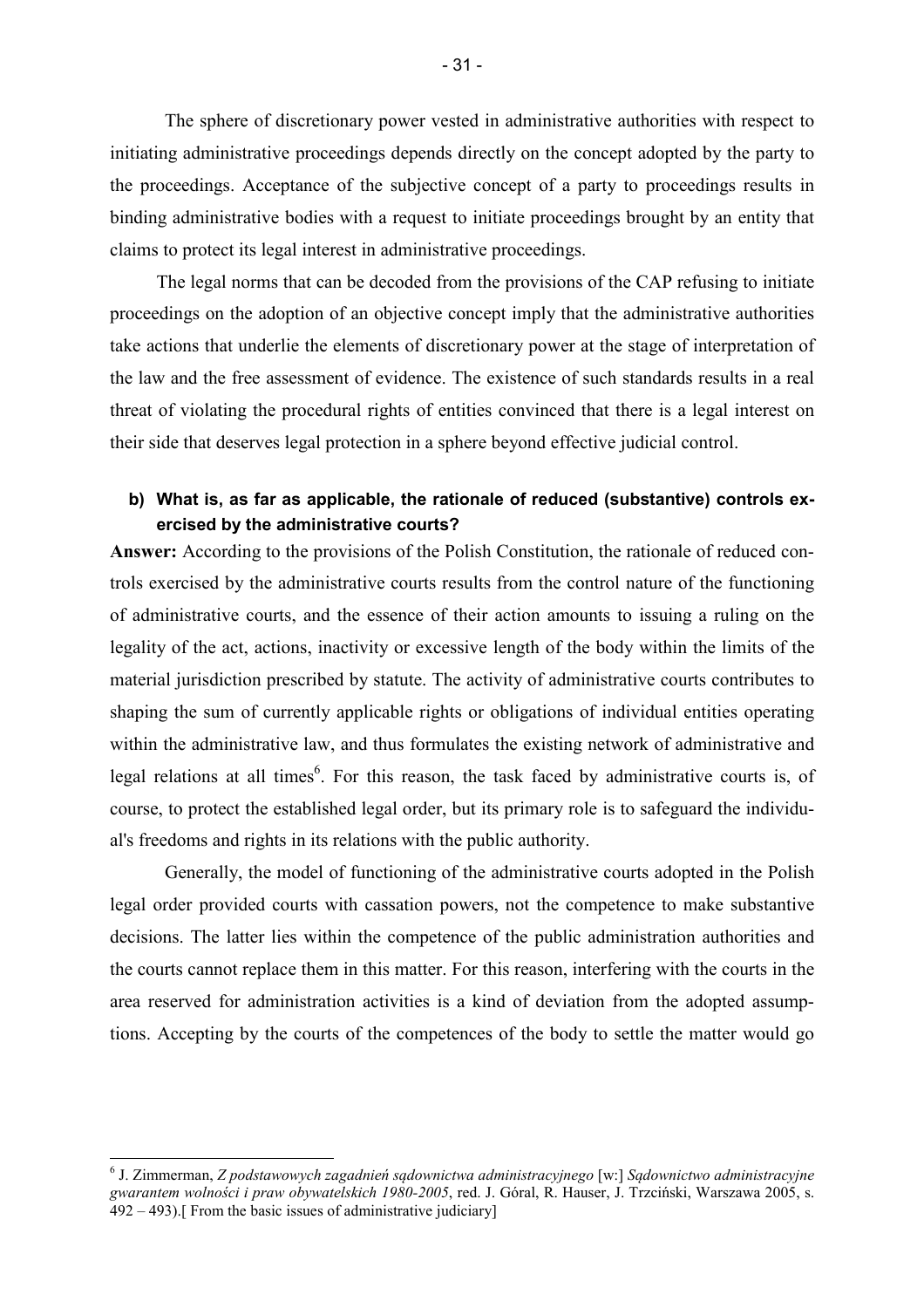The sphere of discretionary power vested in administrative authorities with respect to initiating administrative proceedings depends directly on the concept adopted by the party to the proceedings. Acceptance of the subjective concept of a party to proceedings results in binding administrative bodies with a request to initiate proceedings brought by an entity that claims to protect its legal interest in administrative proceedings.

The legal norms that can be decoded from the provisions of the CAP refusing to initiate proceedings on the adoption of an objective concept imply that the administrative authorities take actions that underlie the elements of discretionary power at the stage of interpretation of the law and the free assessment of evidence. The existence of such standards results in a real threat of violating the procedural rights of entities convinced that there is a legal interest on their side that deserves legal protection in a sphere beyond effective judicial control.

**b) What is, as far as applicable, the rationale of reduced (substantive) controls exercised by the administrative courts?**

**Answer:** According to the provisions of the Polish Constitution, the rationale of reduced controls exercised by the administrative courts results from the control nature of the functioning of administrative courts, and the essence of their action amounts to issuing a ruling on the legality of the act, actions, inactivity or excessive length of the body within the limits of the material jurisdiction prescribed by statute. The activity of administrative courts contributes to shaping the sum of currently applicable rights or obligations of individual entities operating within the administrative law, and thus formulates the existing network of administrative and legal relations at all times[6]. For this reason, the task faced by administrative courts is, of course, to protect the established legal order, but its primary role is to safeguard the individual's freedoms and rights in its relations with the public authority.

Generally, the model of functioning of the administrative courts adopted in the Polish legal order provided courts with cassation powers, not the competence to make substantive decisions. The latter lies within the competence of the public administration authorities and the courts cannot replace them in this matter. For this reason, interfering with the courts in the area reserved for administration activities is a kind of deviation from the adopted assumptions. Accepting by the courts of the competences of the body to settle the matter would go

---

[6] J. Zimmerman, *Z podstawowych zagadnień sądownictwa administracyjnego* [w:] *Sądownictwo administracyjne gwarantem wolności i praw obywatelskich 1980-2005*, red. J. Góral, R. Hauser, J. Trzciński, Warszawa 2005, s. 492 – 493).[ From the basic issues of administrative judiciary]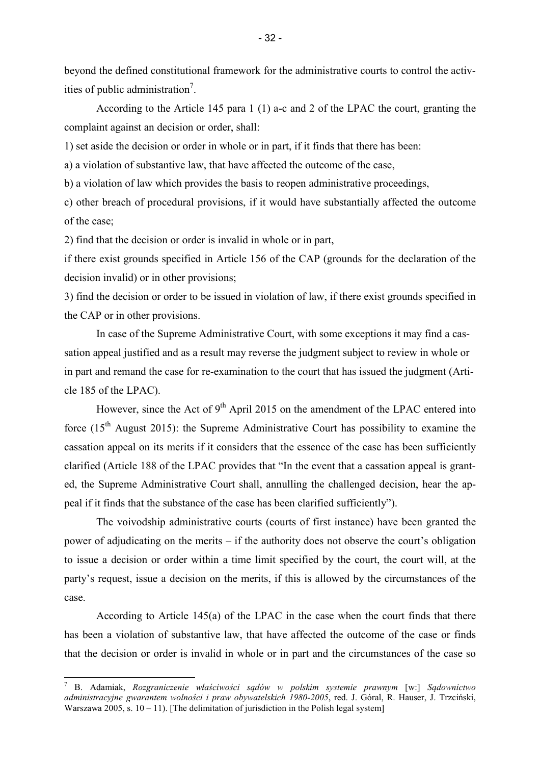beyond the defined constitutional framework for the administrative courts to control the activities of public administration[7].

According to the Article 145 para 1 (1) a-c and 2 of the LPAC the court, granting the complaint against an decision or order, shall:

1) set aside the decision or order in whole or in part, if it finds that there has been:

a) a violation of substantive law, that have affected the outcome of the case,

b) a violation of law which provides the basis to reopen administrative proceedings,

c) other breach of procedural provisions, if it would have substantially affected the outcome of the case;

2) find that the decision or order is invalid in whole or in part,

if there exist grounds specified in Article 156 of the CAP (grounds for the declaration of the decision invalid) or in other provisions;

3) find the decision or order to be issued in violation of law, if there exist grounds specified in the CAP or in other provisions.

In case of the Supreme Administrative Court, with some exceptions it may find a cassation appeal justified and as a result may reverse the judgment subject to review in whole or in part and remand the case for re-examination to the court that has issued the judgment (Article 185 of the LPAC).

However, since the Act of 9th April 2015 on the amendment of the LPAC entered into force (15th August 2015): the Supreme Administrative Court has possibility to examine the cassation appeal on its merits if it considers that the essence of the case has been sufficiently clarified (Article 188 of the LPAC provides that "In the event that a cassation appeal is granted, the Supreme Administrative Court shall, annulling the challenged decision, hear the appeal if it finds that the substance of the case has been clarified sufficiently").

The voivodship administrative courts (courts of first instance) have been granted the power of adjudicating on the merits – if the authority does not observe the court's obligation to issue a decision or order within a time limit specified by the court, the court will, at the party's request, issue a decision on the merits, if this is allowed by the circumstances of the case.

According to Article 145(a) of the LPAC in the case when the court finds that there has been a violation of substantive law, that have affected the outcome of the case or finds that the decision or order is invalid in whole or in part and the circumstances of the case so

---

[7] B. Adamiak, *Rozgraniczenie właściwości sądów w polskim systemie prawnym* [w:] *Sądownictwo administracyjne gwarantem wolności i praw obywatelskich 1980-2005*, red. J. Góral, R. Hauser, J. Trzciński, Warszawa 2005, s. 10 – 11). [The delimitation of jurisdiction in the Polish legal system]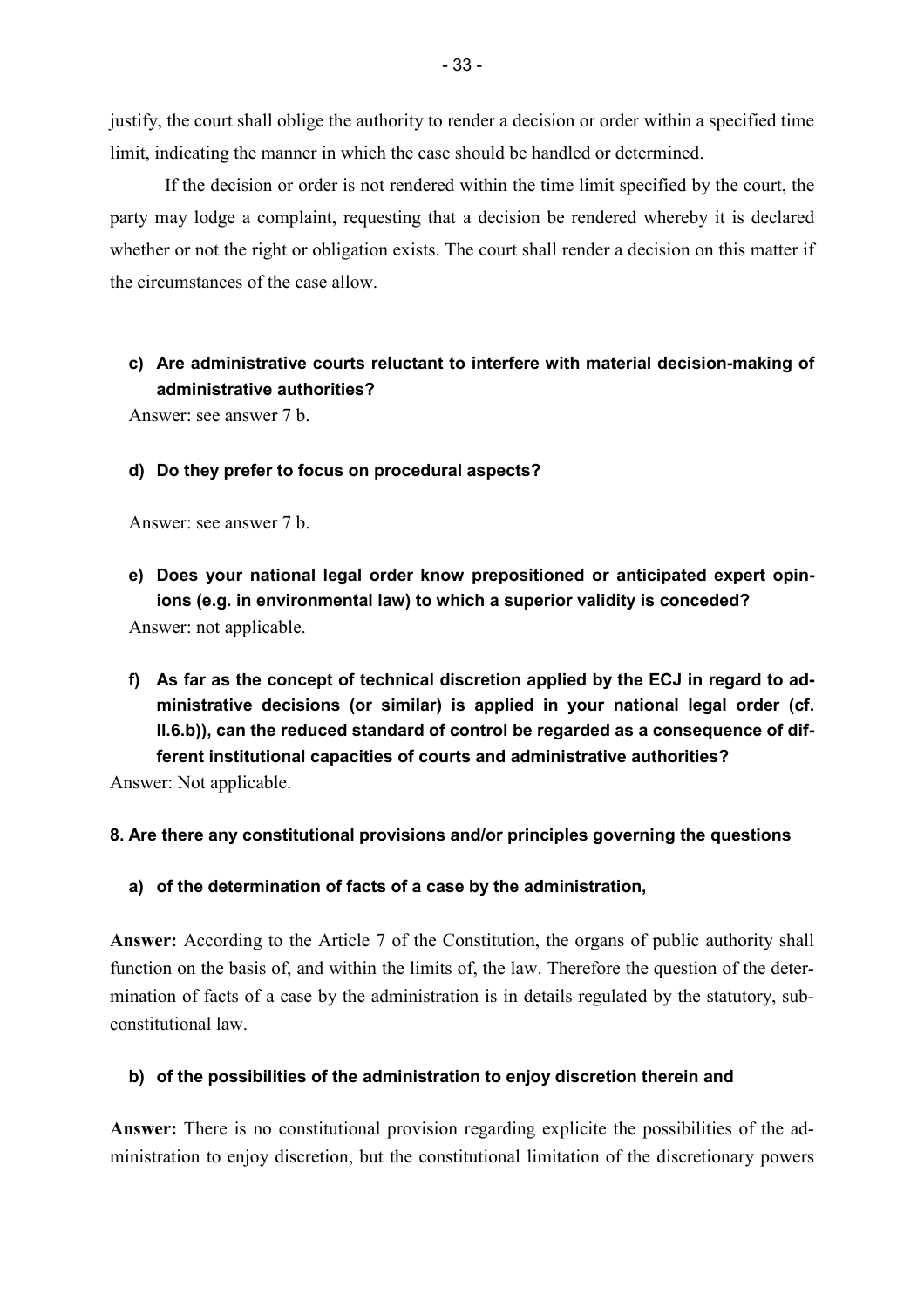justify, the court shall oblige the authority to render a decision or order within a specified time limit, indicating the manner in which the case should be handled or determined.

If the decision or order is not rendered within the time limit specified by the court, the party may lodge a complaint, requesting that a decision be rendered whereby it is declared whether or not the right or obligation exists. The court shall render a decision on this matter if the circumstances of the case allow.

c) **Are administrative courts reluctant to interfere with material decision-making of administrative authorities?**

Answer: see answer 7 b.

d) **Do they prefer to focus on procedural aspects?**

Answer: see answer 7 b.

e) **Does your national legal order know prepositioned or anticipated expert opinions (e.g. in environmental law) to which a superior validity is conceded?**

Answer: not applicable.

f) **As far as the concept of technical discretion applied by the ECJ in regard to administrative decisions (or similar) is applied in your national legal order (cf. II.6.b)), can the reduced standard of control be regarded as a consequence of different institutional capacities of courts and administrative authorities?**

Answer: Not applicable.

**8. Are there any constitutional provisions and/or principles governing the questions**

a) **of the determination of facts of a case by the administration,**

**Answer:** According to the Article 7 of the Constitution, the organs of public authority shall function on the basis of, and within the limits of, the law. Therefore the question of the determination of facts of a case by the administration is in details regulated by the statutory, sub-constitutional law.

b) **of the possibilities of the administration to enjoy discretion therein and**

**Answer:** There is no constitutional provision regarding explicite the possibilities of the administration to enjoy discretion, but the constitutional limitation of the discretionary powers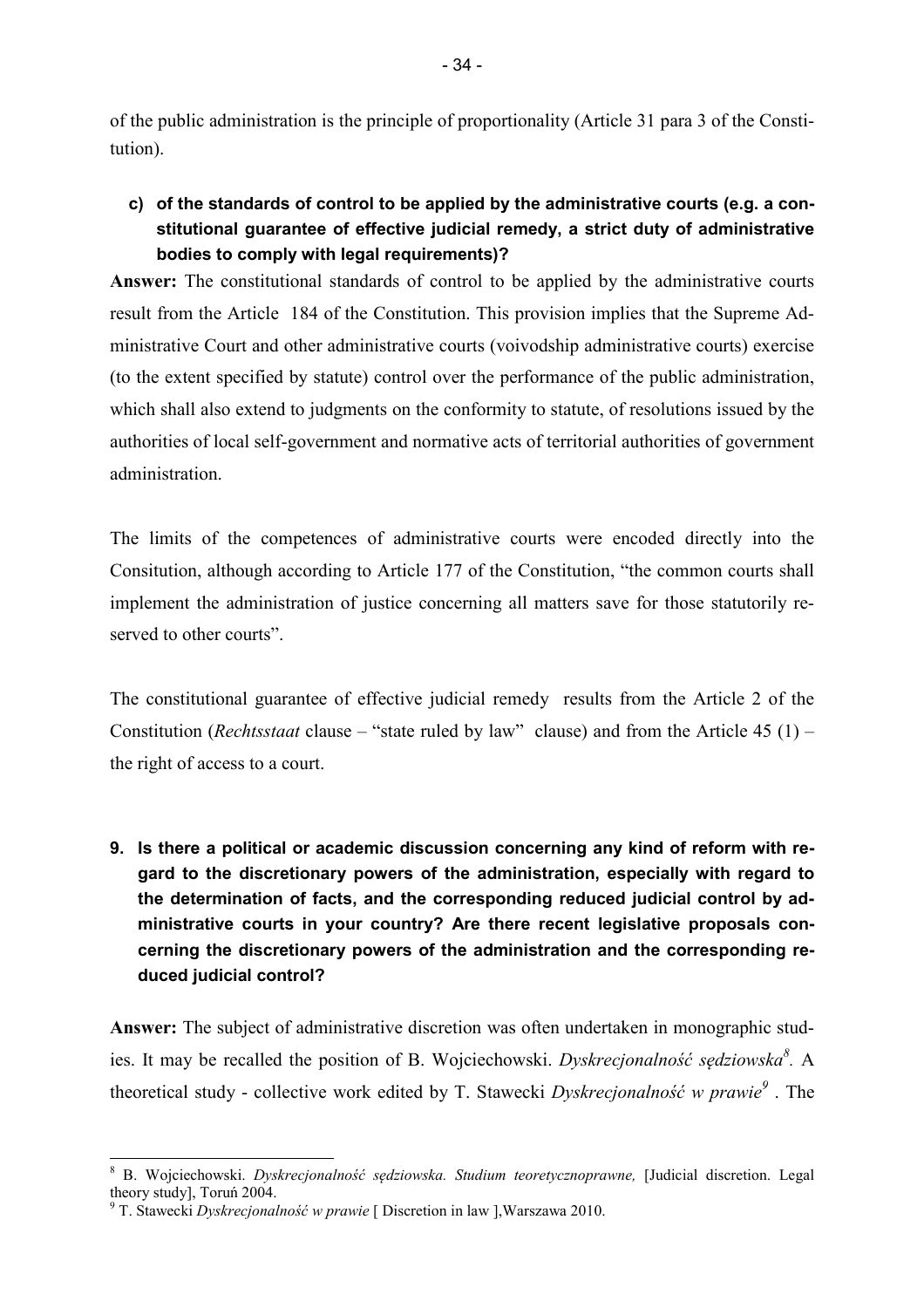of the public administration is the principle of proportionality (Article 31 para 3 of the Constitution).

**c) of the standards of control to be applied by the administrative courts (e.g. a constitutional guarantee of effective judicial remedy, a strict duty of administrative bodies to comply with legal requirements)?**

**Answer:** The constitutional standards of control to be applied by the administrative courts result from the Article 184 of the Constitution. This provision implies that the Supreme Administrative Court and other administrative courts (voivodship administrative courts) exercise (to the extent specified by statute) control over the performance of the public administration, which shall also extend to judgments on the conformity to statute, of resolutions issued by the authorities of local self-government and normative acts of territorial authorities of government administration.

The limits of the competences of administrative courts were encoded directly into the Consitution, although according to Article 177 of the Constitution, "the common courts shall implement the administration of justice concerning all matters save for those statutorily reserved to other courts".

The constitutional guarantee of effective judicial remedy results from the Article 2 of the Constitution (*Rechtsstaat* clause – "state ruled by law" clause) and from the Article 45 (1) – the right of access to a court.

**9. Is there a political or academic discussion concerning any kind of reform with regard to the discretionary powers of the administration, especially with regard to the determination of facts, and the corresponding reduced judicial control by administrative courts in your country? Are there recent legislative proposals concerning the discretionary powers of the administration and the corresponding reduced judicial control?**

**Answer:** The subject of administrative discretion was often undertaken in monographic studies. It may be recalled the position of B. Wojciechowski. *Dyskrecjonalność sędziowska*[8]. A theoretical study - collective work edited by T. Stawecki *Dyskrecjonalność w prawie*[9] . The

---

[8] B. Wojciechowski. *Dyskrecjonalność sędziowska. Studium teoretycznoprawne,* [Judicial discretion. Legal theory study], Toruń 2004.

[9] T. Stawecki *Dyskrecjonalność w prawie* [ Discretion in law ],Warszawa 2010.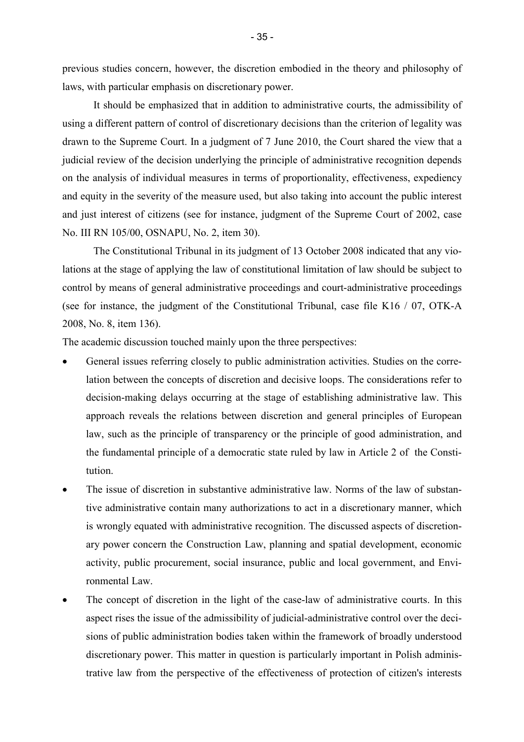previous studies concern, however, the discretion embodied in the theory and philosophy of laws, with particular emphasis on discretionary power.

It should be emphasized that in addition to administrative courts, the admissibility of using a different pattern of control of discretionary decisions than the criterion of legality was drawn to the Supreme Court. In a judgment of 7 June 2010, the Court shared the view that a judicial review of the decision underlying the principle of administrative recognition depends on the analysis of individual measures in terms of proportionality, effectiveness, expediency and equity in the severity of the measure used, but also taking into account the public interest and just interest of citizens (see for instance, judgment of the Supreme Court of 2002, case No. III RN 105/00, OSNAPU, No. 2, item 30).

The Constitutional Tribunal in its judgment of 13 October 2008 indicated that any violations at the stage of applying the law of constitutional limitation of law should be subject to control by means of general administrative proceedings and court-administrative proceedings (see for instance, the judgment of the Constitutional Tribunal, case file K16 / 07, OTK-A 2008, No. 8, item 136).

The academic discussion touched mainly upon the three perspectives:

- General issues referring closely to public administration activities. Studies on the correlation between the concepts of discretion and decisive loops. The considerations refer to decision-making delays occurring at the stage of establishing administrative law. This approach reveals the relations between discretion and general principles of European law, such as the principle of transparency or the principle of good administration, and the fundamental principle of a democratic state ruled by law in Article 2 of the Constitution.
- The issue of discretion in substantive administrative law. Norms of the law of substantive administrative contain many authorizations to act in a discretionary manner, which is wrongly equated with administrative recognition. The discussed aspects of discretionary power concern the Construction Law, planning and spatial development, economic activity, public procurement, social insurance, public and local government, and Environmental Law.
- The concept of discretion in the light of the case-law of administrative courts. In this aspect rises the issue of the admissibility of judicial-administrative control over the decisions of public administration bodies taken within the framework of broadly understood discretionary power. This matter in question is particularly important in Polish administrative law from the perspective of the effectiveness of protection of citizen's interests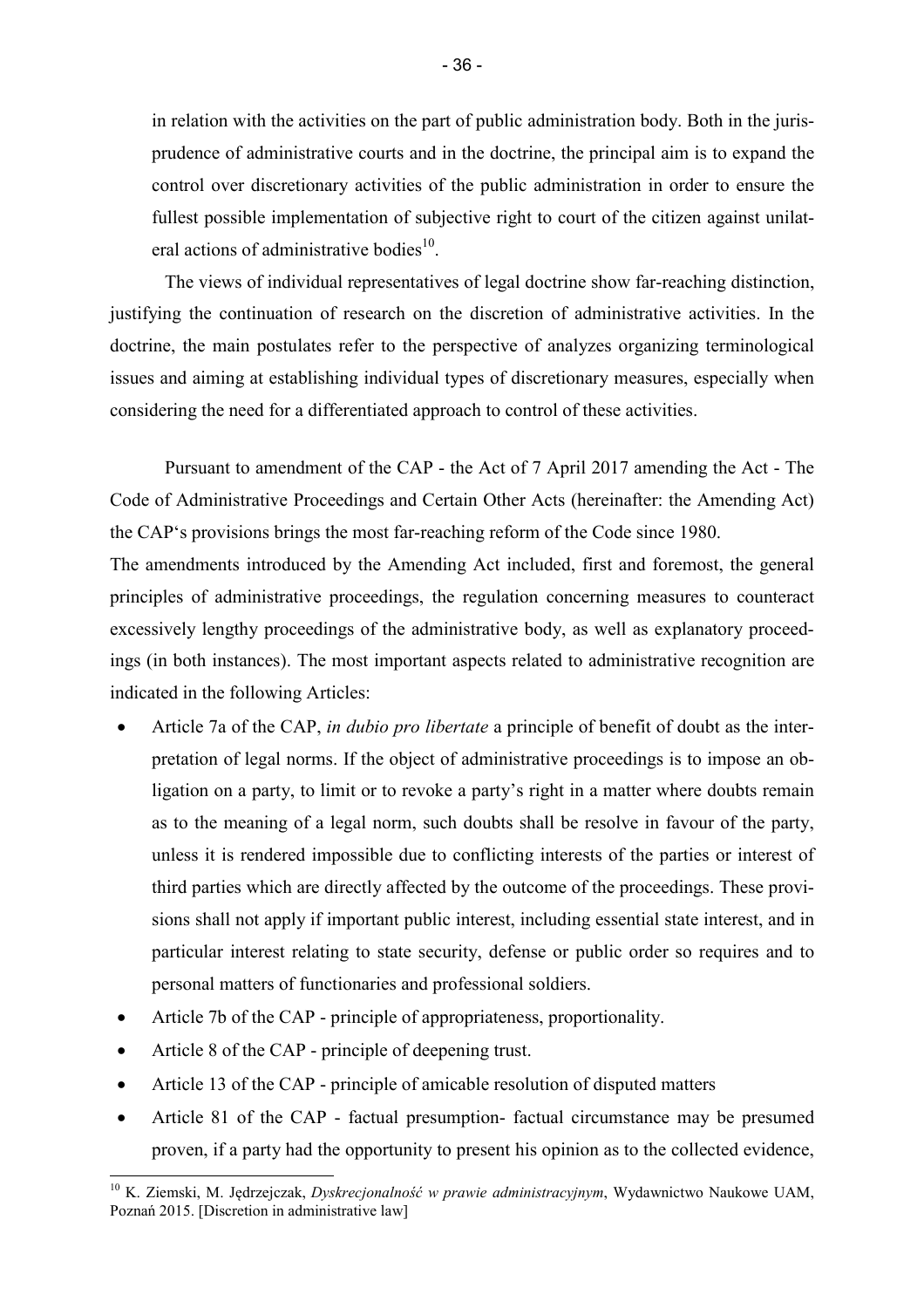in relation with the activities on the part of public administration body. Both in the jurisprudence of administrative courts and in the doctrine, the principal aim is to expand the control over discretionary activities of the public administration in order to ensure the fullest possible implementation of subjective right to court of the citizen against unilateral actions of administrative bodies[10].

The views of individual representatives of legal doctrine show far-reaching distinction, justifying the continuation of research on the discretion of administrative activities. In the doctrine, the main postulates refer to the perspective of analyzes organizing terminological issues and aiming at establishing individual types of discretionary measures, especially when considering the need for a differentiated approach to control of these activities.

Pursuant to amendment of the CAP - the Act of 7 April 2017 amending the Act - The Code of Administrative Proceedings and Certain Other Acts (hereinafter: the Amending Act) the CAP's provisions brings the most far-reaching reform of the Code since 1980.

The amendments introduced by the Amending Act included, first and foremost, the general principles of administrative proceedings, the regulation concerning measures to counteract excessively lengthy proceedings of the administrative body, as well as explanatory proceedings (in both instances). The most important aspects related to administrative recognition are indicated in the following Articles:

- Article 7a of the CAP, *in dubio pro libertate* a principle of benefit of doubt as the interpretation of legal norms. If the object of administrative proceedings is to impose an obligation on a party, to limit or to revoke a party's right in a matter where doubts remain as to the meaning of a legal norm, such doubts shall be resolve in favour of the party, unless it is rendered impossible due to conflicting interests of the parties or interest of third parties which are directly affected by the outcome of the proceedings. These provisions shall not apply if important public interest, including essential state interest, and in particular interest relating to state security, defense or public order so requires and to personal matters of functionaries and professional soldiers.
- Article 7b of the CAP - principle of appropriateness, proportionality.
- Article 8 of the CAP - principle of deepening trust.
- Article 13 of the CAP - principle of amicable resolution of disputed matters
- Article 81 of the CAP - factual presumption- factual circumstance may be presumed proven, if a party had the opportunity to present his opinion as to the collected evidence,

---

[10] K. Ziemski, M. Jędrzejczak, *Dyskrecjonalność w prawie administracyjnym*, Wydawnictwo Naukowe UAM, Poznań 2015. [Discretion in administrative law]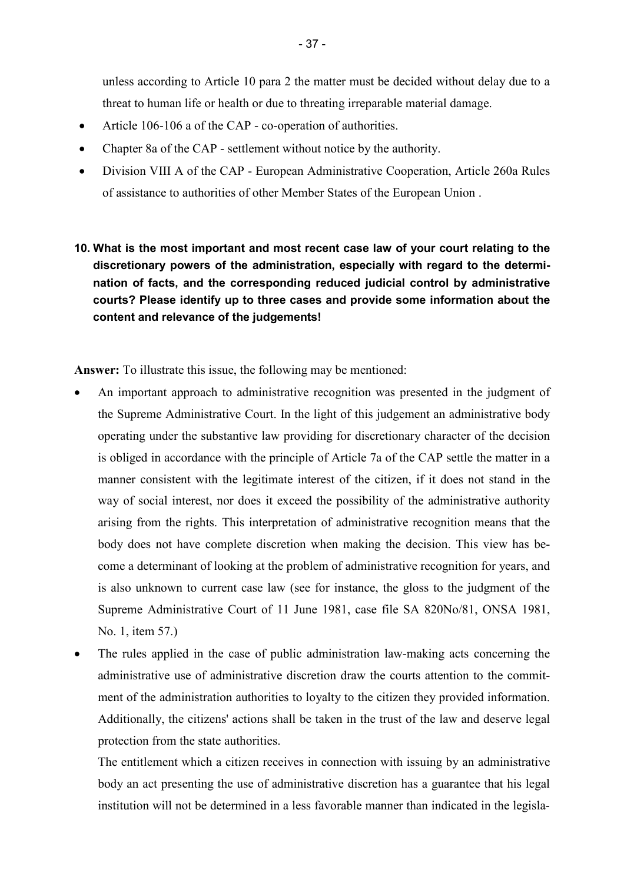unless according to Article 10 para 2 the matter must be decided without delay due to a threat to human life or health or due to threating irreparable material damage.

- Article 106-106 a of the CAP - co-operation of authorities.
- Chapter 8a of the CAP - settlement without notice by the authority.
- Division VIII A of the CAP - European Administrative Cooperation, Article 260a Rules of assistance to authorities of other Member States of the European Union .

**10. What is the most important and most recent case law of your court relating to the discretionary powers of the administration, especially with regard to the determination of facts, and the corresponding reduced judicial control by administrative courts? Please identify up to three cases and provide some information about the content and relevance of the judgements!**

**Answer:** To illustrate this issue, the following may be mentioned:

- An important approach to administrative recognition was presented in the judgment of the Supreme Administrative Court. In the light of this judgement an administrative body operating under the substantive law providing for discretionary character of the decision is obliged in accordance with the principle of Article 7a of the CAP settle the matter in a manner consistent with the legitimate interest of the citizen, if it does not stand in the way of social interest, nor does it exceed the possibility of the administrative authority arising from the rights. This interpretation of administrative recognition means that the body does not have complete discretion when making the decision. This view has become a determinant of looking at the problem of administrative recognition for years, and is also unknown to current case law (see for instance, the gloss to the judgment of the Supreme Administrative Court of 11 June 1981, case file SA 820No/81, ONSA 1981, No. 1, item 57.)
- The rules applied in the case of public administration law-making acts concerning the administrative use of administrative discretion draw the courts attention to the commitment of the administration authorities to loyalty to the citizen they provided information. Additionally, the citizens' actions shall be taken in the trust of the law and deserve legal protection from the state authorities.

  The entitlement which a citizen receives in connection with issuing by an administrative body an act presenting the use of administrative discretion has a guarantee that his legal institution will not be determined in a less favorable manner than indicated in the legisla-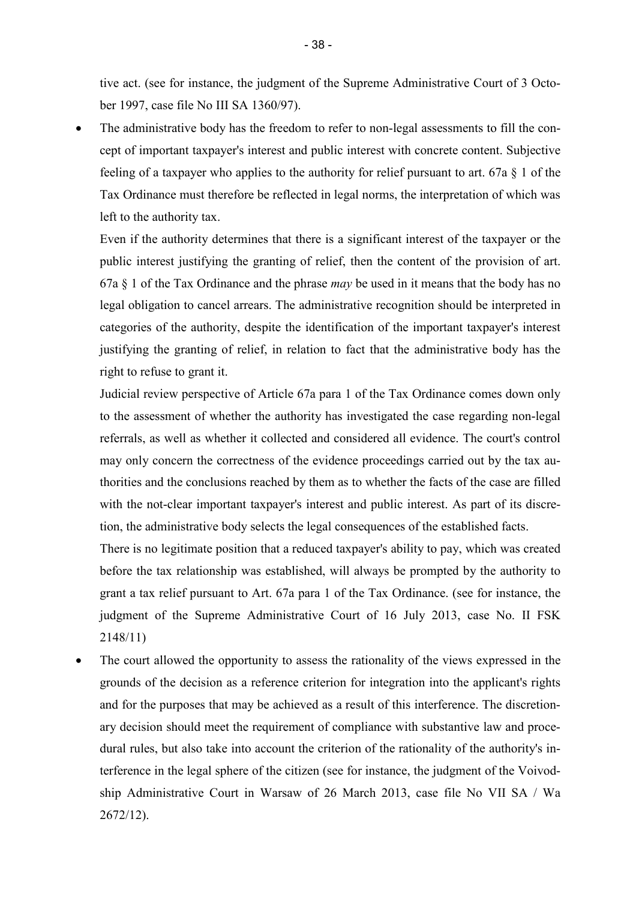tive act. (see for instance, the judgment of the Supreme Administrative Court of 3 October 1997, case file No III SA 1360/97).

- The administrative body has the freedom to refer to non-legal assessments to fill the concept of important taxpayer's interest and public interest with concrete content. Subjective feeling of a taxpayer who applies to the authority for relief pursuant to art. 67a § 1 of the Tax Ordinance must therefore be reflected in legal norms, the interpretation of which was left to the authority tax.

  Even if the authority determines that there is a significant interest of the taxpayer or the public interest justifying the granting of relief, then the content of the provision of art. 67a § 1 of the Tax Ordinance and the phrase *may* be used in it means that the body has no legal obligation to cancel arrears. The administrative recognition should be interpreted in categories of the authority, despite the identification of the important taxpayer's interest justifying the granting of relief, in relation to fact that the administrative body has the right to refuse to grant it.

  Judicial review perspective of Article 67a para 1 of the Tax Ordinance comes down only to the assessment of whether the authority has investigated the case regarding non-legal referrals, as well as whether it collected and considered all evidence. The court's control may only concern the correctness of the evidence proceedings carried out by the tax authorities and the conclusions reached by them as to whether the facts of the case are filled with the not-clear important taxpayer's interest and public interest. As part of its discretion, the administrative body selects the legal consequences of the established facts.

  There is no legitimate position that a reduced taxpayer's ability to pay, which was created before the tax relationship was established, will always be prompted by the authority to grant a tax relief pursuant to Art. 67a para 1 of the Tax Ordinance. (see for instance, the judgment of the Supreme Administrative Court of 16 July 2013, case No. II FSK 2148/11)

- The court allowed the opportunity to assess the rationality of the views expressed in the grounds of the decision as a reference criterion for integration into the applicant's rights and for the purposes that may be achieved as a result of this interference. The discretionary decision should meet the requirement of compliance with substantive law and procedural rules, but also take into account the criterion of the rationality of the authority's interference in the legal sphere of the citizen (see for instance, the judgment of the Voivodship Administrative Court in Warsaw of 26 March 2013, case file No VII SA / Wa 2672/12).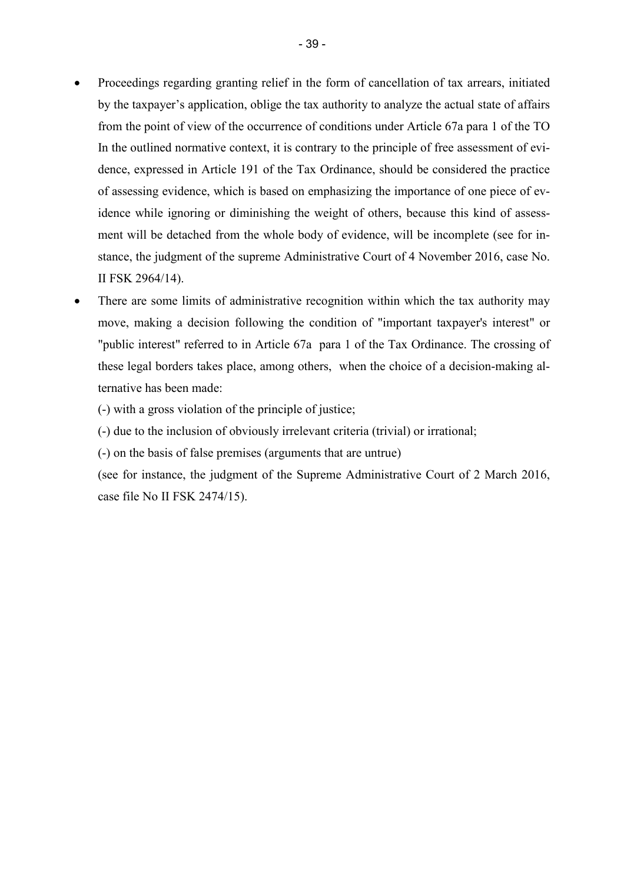- Proceedings regarding granting relief in the form of cancellation of tax arrears, initiated by the taxpayer's application, oblige the tax authority to analyze the actual state of affairs from the point of view of the occurrence of conditions under Article 67a para 1 of the TO In the outlined normative context, it is contrary to the principle of free assessment of evidence, expressed in Article 191 of the Tax Ordinance, should be considered the practice of assessing evidence, which is based on emphasizing the importance of one piece of evidence while ignoring or diminishing the weight of others, because this kind of assessment will be detached from the whole body of evidence, will be incomplete (see for instance, the judgment of the supreme Administrative Court of 4 November 2016, case No. II FSK 2964/14).
- There are some limits of administrative recognition within which the tax authority may move, making a decision following the condition of "important taxpayer's interest" or "public interest" referred to in Article 67a para 1 of the Tax Ordinance. The crossing of these legal borders takes place, among others, when the choice of a decision-making alternative has been made:

  (-) with a gross violation of the principle of justice;

  (-) due to the inclusion of obviously irrelevant criteria (trivial) or irrational;

  (-) on the basis of false premises (arguments that are untrue)

  (see for instance, the judgment of the Supreme Administrative Court of 2 March 2016, case file No II FSK 2474/15).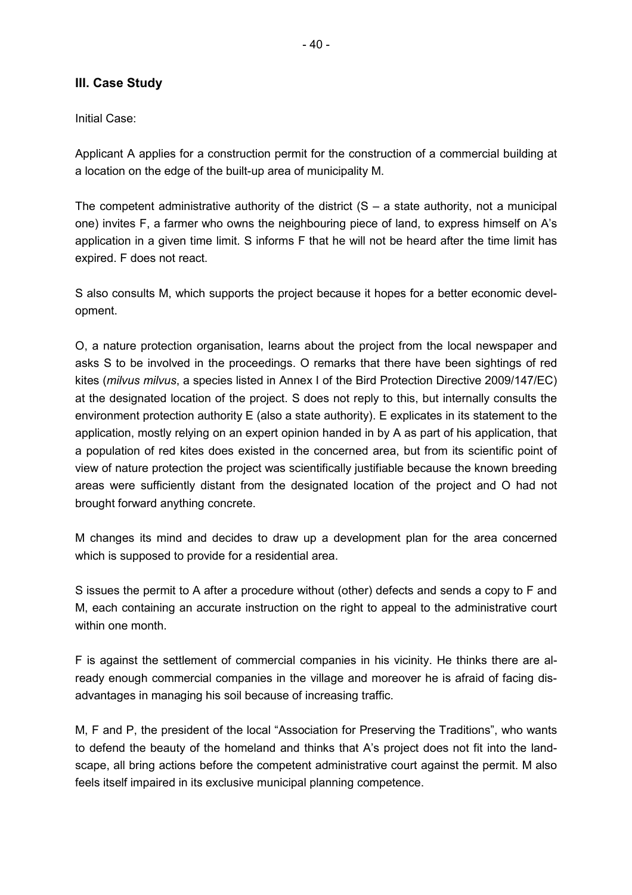### III. Case Study

Initial Case:

Applicant A applies for a construction permit for the construction of a commercial building at a location on the edge of the built-up area of municipality M.

The competent administrative authority of the district (S – a state authority, not a municipal one) invites F, a farmer who owns the neighbouring piece of land, to express himself on A's application in a given time limit. S informs F that he will not be heard after the time limit has expired. F does not react.

S also consults M, which supports the project because it hopes for a better economic development.

O, a nature protection organisation, learns about the project from the local newspaper and asks S to be involved in the proceedings. O remarks that there have been sightings of red kites (*milvus milvus*, a species listed in Annex I of the Bird Protection Directive 2009/147/EC) at the designated location of the project. S does not reply to this, but internally consults the environment protection authority E (also a state authority). E explicates in its statement to the application, mostly relying on an expert opinion handed in by A as part of his application, that a population of red kites does existed in the concerned area, but from its scientific point of view of nature protection the project was scientifically justifiable because the known breeding areas were sufficiently distant from the designated location of the project and O had not brought forward anything concrete.

M changes its mind and decides to draw up a development plan for the area concerned which is supposed to provide for a residential area.

S issues the permit to A after a procedure without (other) defects and sends a copy to F and M, each containing an accurate instruction on the right to appeal to the administrative court within one month.

F is against the settlement of commercial companies in his vicinity. He thinks there are already enough commercial companies in the village and moreover he is afraid of facing disadvantages in managing his soil because of increasing traffic.

M, F and P, the president of the local "Association for Preserving the Traditions", who wants to defend the beauty of the homeland and thinks that A's project does not fit into the landscape, all bring actions before the competent administrative court against the permit. M also feels itself impaired in its exclusive municipal planning competence.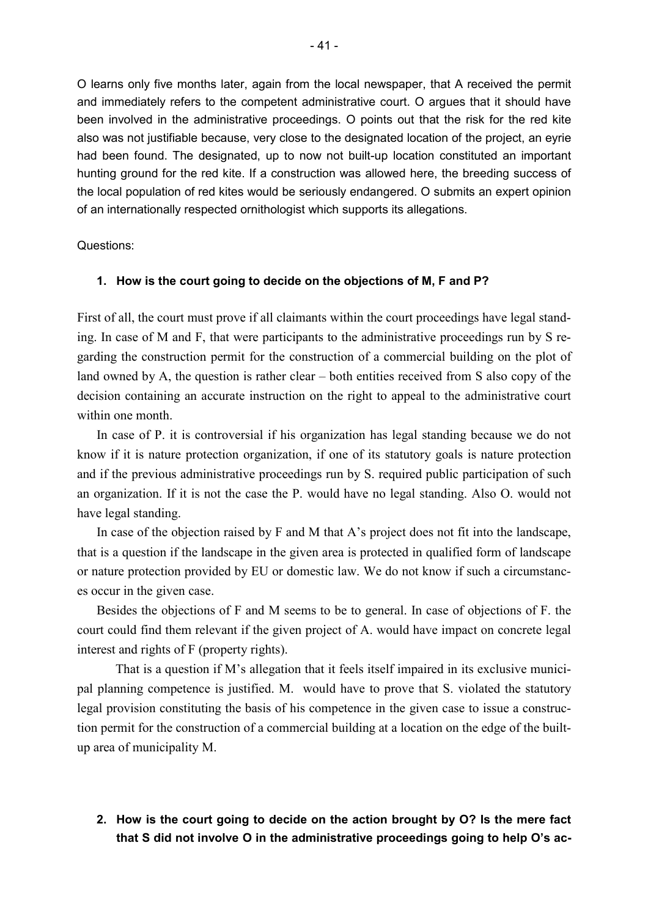O learns only five months later, again from the local newspaper, that A received the permit and immediately refers to the competent administrative court. O argues that it should have been involved in the administrative proceedings. O points out that the risk for the red kite also was not justifiable because, very close to the designated location of the project, an eyrie had been found. The designated, up to now not built-up location constituted an important hunting ground for the red kite. If a construction was allowed here, the breeding success of the local population of red kites would be seriously endangered. O submits an expert opinion of an internationally respected ornithologist which supports its allegations.

Questions:

**1. How is the court going to decide on the objections of M, F and P?**

First of all, the court must prove if all claimants within the court proceedings have legal standing. In case of M and F, that were participants to the administrative proceedings run by S regarding the construction permit for the construction of a commercial building on the plot of land owned by A, the question is rather clear – both entities received from S also copy of the decision containing an accurate instruction on the right to appeal to the administrative court within one month.

In case of P. it is controversial if his organization has legal standing because we do not know if it is nature protection organization, if one of its statutory goals is nature protection and if the previous administrative proceedings run by S. required public participation of such an organization. If it is not the case the P. would have no legal standing. Also O. would not have legal standing.

In case of the objection raised by F and M that A's project does not fit into the landscape, that is a question if the landscape in the given area is protected in qualified form of landscape or nature protection provided by EU or domestic law. We do not know if such a circumstances occur in the given case.

Besides the objections of F and M seems to be to general. In case of objections of F. the court could find them relevant if the given project of A. would have impact on concrete legal interest and rights of F (property rights).

That is a question if M's allegation that it feels itself impaired in its exclusive municipal planning competence is justified. M. would have to prove that S. violated the statutory legal provision constituting the basis of his competence in the given case to issue a construction permit for the construction of a commercial building at a location on the edge of the built-up area of municipality M.

**2. How is the court going to decide on the action brought by O? Is the mere fact that S did not involve O in the administrative proceedings going to help O's ac-**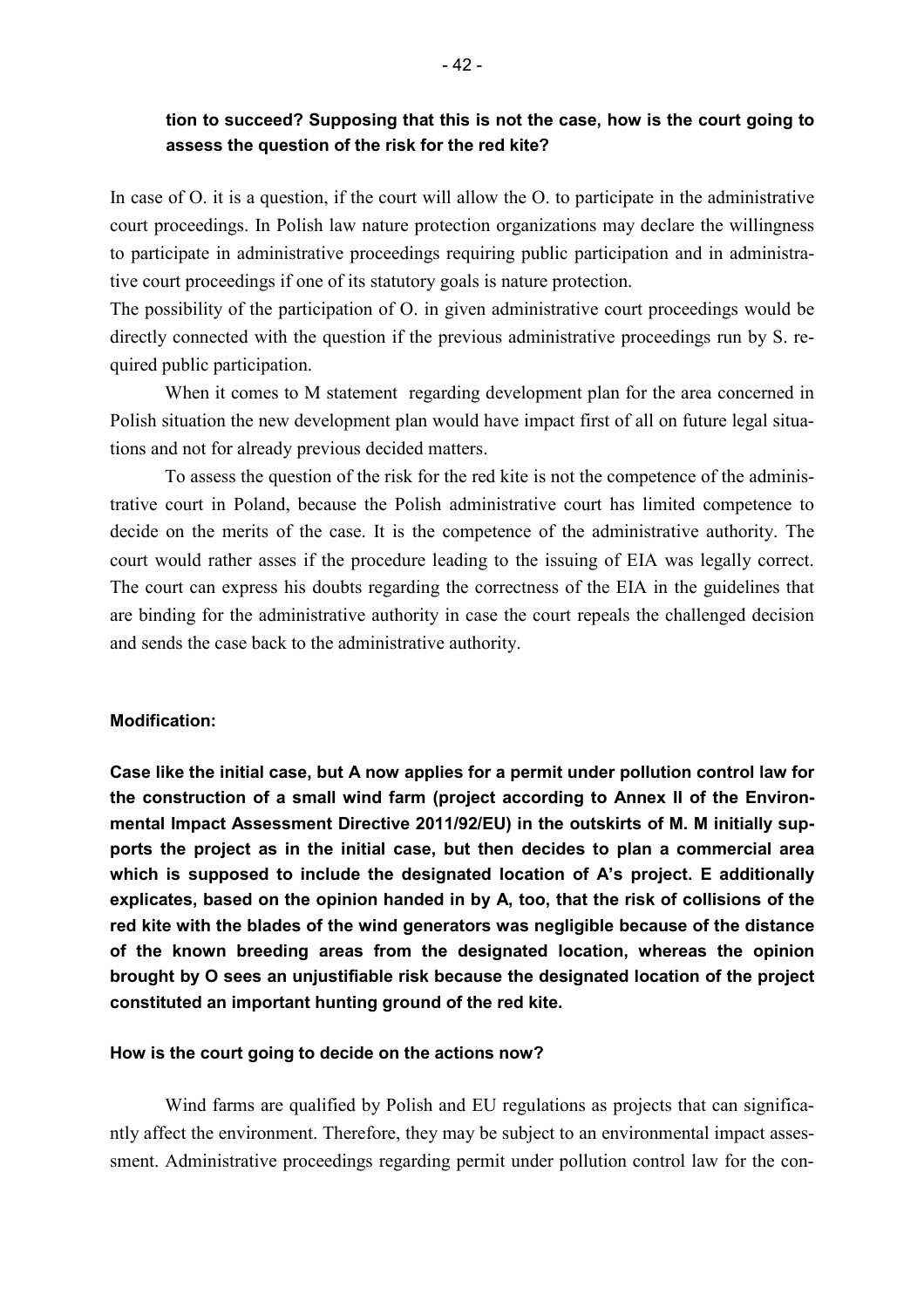**tion to succeed? Supposing that this is not the case, how is the court going to assess the question of the risk for the red kite?**

In case of O. it is a question, if the court will allow the O. to participate in the administrative court proceedings. In Polish law nature protection organizations may declare the willingness to participate in administrative proceedings requiring public participation and in administrative court proceedings if one of its statutory goals is nature protection.

The possibility of the participation of O. in given administrative court proceedings would be directly connected with the question if the previous administrative proceedings run by S. required public participation.

When it comes to M statement regarding development plan for the area concerned in Polish situation the new development plan would have impact first of all on future legal situations and not for already previous decided matters.

To assess the question of the risk for the red kite is not the competence of the administrative court in Poland, because the Polish administrative court has limited competence to decide on the merits of the case. It is the competence of the administrative authority. The court would rather asses if the procedure leading to the issuing of EIA was legally correct. The court can express his doubts regarding the correctness of the EIA in the guidelines that are binding for the administrative authority in case the court repeals the challenged decision and sends the case back to the administrative authority.

**Modification:**

**Case like the initial case, but A now applies for a permit under pollution control law for the construction of a small wind farm (project according to Annex II of the Environmental Impact Assessment Directive 2011/92/EU) in the outskirts of M. M initially supports the project as in the initial case, but then decides to plan a commercial area which is supposed to include the designated location of A's project. E additionally explicates, based on the opinion handed in by A, too, that the risk of collisions of the red kite with the blades of the wind generators was negligible because of the distance of the known breeding areas from the designated location, whereas the opinion brought by O sees an unjustifiable risk because the designated location of the project constituted an important hunting ground of the red kite.**

**How is the court going to decide on the actions now?**

Wind farms are qualified by Polish and EU regulations as projects that can significantly affect the environment. Therefore, they may be subject to an environmental impact assessment. Administrative proceedings regarding permit under pollution control law for the con-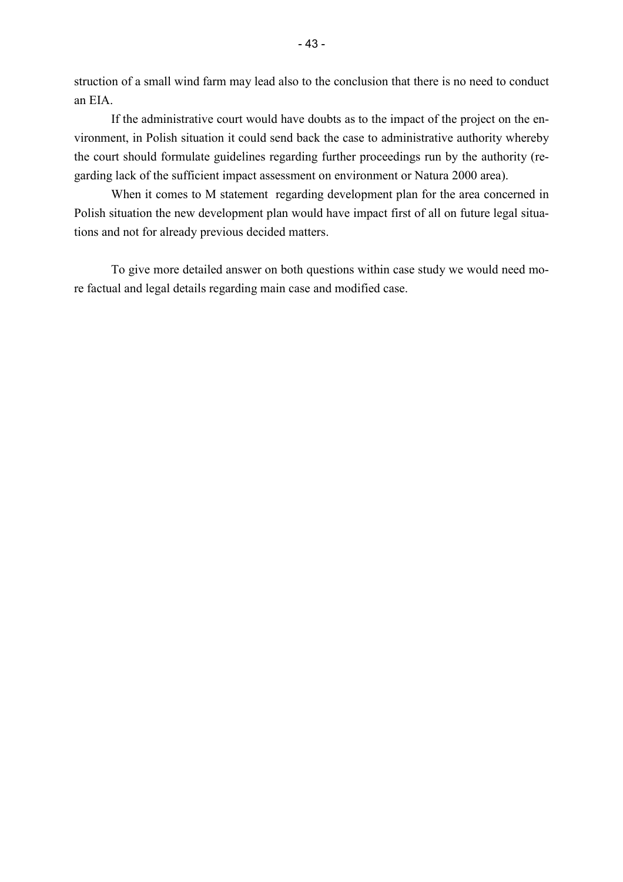struction of a small wind farm may lead also to the conclusion that there is no need to conduct an EIA.

If the administrative court would have doubts as to the impact of the project on the environment, in Polish situation it could send back the case to administrative authority whereby the court should formulate guidelines regarding further proceedings run by the authority (regarding lack of the sufficient impact assessment on environment or Natura 2000 area).

When it comes to M statement regarding development plan for the area concerned in Polish situation the new development plan would have impact first of all on future legal situations and not for already previous decided matters.

To give more detailed answer on both questions within case study we would need more factual and legal details regarding main case and modified case.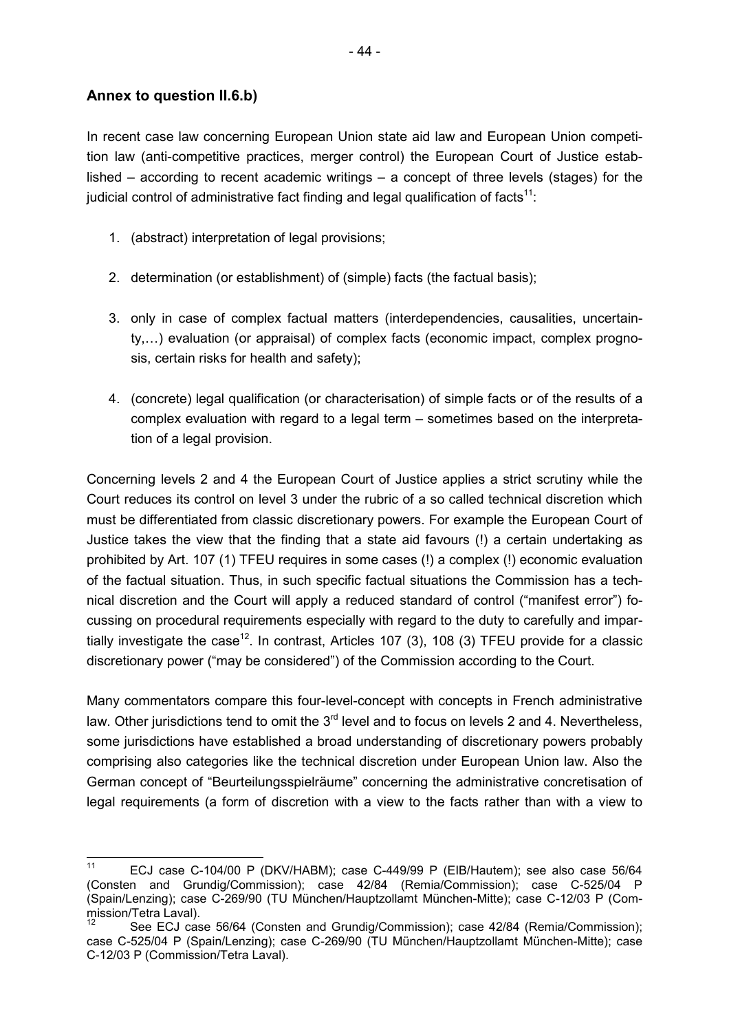## Annex to question II.6.b)

In recent case law concerning European Union state aid law and European Union competition law (anti-competitive practices, merger control) the European Court of Justice established – according to recent academic writings – a concept of three levels (stages) for the judicial control of administrative fact finding and legal qualification of facts[11]:

1. (abstract) interpretation of legal provisions;
2. determination (or establishment) of (simple) facts (the factual basis);
3. only in case of complex factual matters (interdependencies, causalities, uncertainty,…) evaluation (or appraisal) of complex facts (economic impact, complex prognosis, certain risks for health and safety);
4. (concrete) legal qualification (or characterisation) of simple facts or of the results of a complex evaluation with regard to a legal term – sometimes based on the interpretation of a legal provision.

Concerning levels 2 and 4 the European Court of Justice applies a strict scrutiny while the Court reduces its control on level 3 under the rubric of a so called technical discretion which must be differentiated from classic discretionary powers. For example the European Court of Justice takes the view that the finding that a state aid favours (!) a certain undertaking as prohibited by Art. 107 (1) TFEU requires in some cases (!) a complex (!) economic evaluation of the factual situation. Thus, in such specific factual situations the Commission has a technical discretion and the Court will apply a reduced standard of control ("manifest error") focussing on procedural requirements especially with regard to the duty to carefully and impartially investigate the case[12]. In contrast, Articles 107 (3), 108 (3) TFEU provide for a classic discretionary power ("may be considered") of the Commission according to the Court.

Many commentators compare this four-level-concept with concepts in French administrative law. Other jurisdictions tend to omit the 3[rd] level and to focus on levels 2 and 4. Nevertheless, some jurisdictions have established a broad understanding of discretionary powers probably comprising also categories like the technical discretion under European Union law. Also the German concept of "Beurteilungsspielräume" concerning the administrative concretisation of legal requirements (a form of discretion with a view to the facts rather than with a view to

---

[11] ECJ case C-104/00 P (DKV/HABM); case C-449/99 P (EIB/Hautem); see also case 56/64 (Consten and Grundig/Commission); case 42/84 (Remia/Commission); case C-525/04 P (Spain/Lenzing); case C-269/90 (TU München/Hauptzollamt München-Mitte); case C-12/03 P (Commission/Tetra Laval).

[12] See ECJ case 56/64 (Consten and Grundig/Commission); case 42/84 (Remia/Commission); case C-525/04 P (Spain/Lenzing); case C-269/90 (TU München/Hauptzollamt München-Mitte); case C-12/03 P (Commission/Tetra Laval).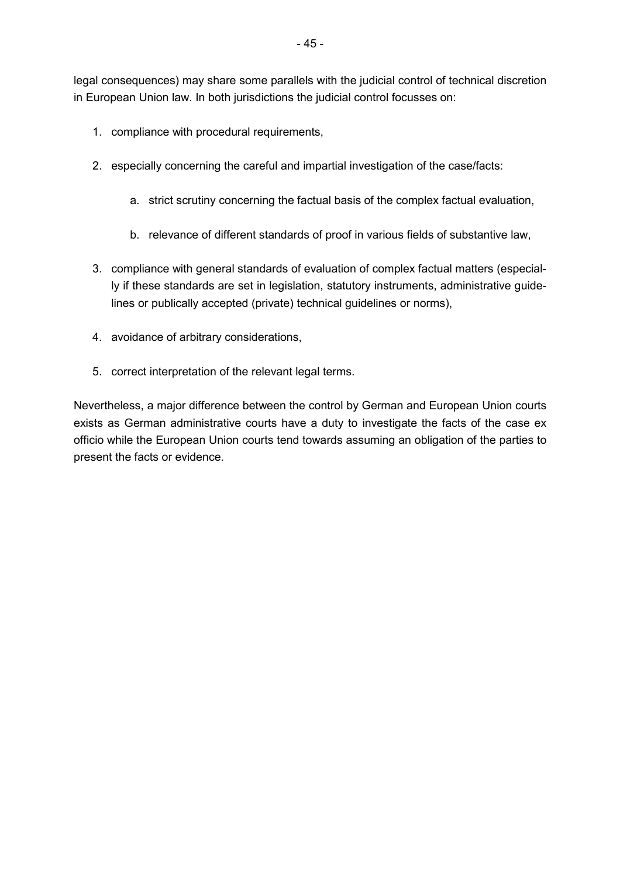legal consequences) may share some parallels with the judicial control of technical discretion in European Union law. In both jurisdictions the judicial control focusses on:

1. compliance with procedural requirements,
2. especially concerning the careful and impartial investigation of the case/facts:
    a. strict scrutiny concerning the factual basis of the complex factual evaluation,
    b. relevance of different standards of proof in various fields of substantive law,
3. compliance with general standards of evaluation of complex factual matters (especially if these standards are set in legislation, statutory instruments, administrative guidelines or publically accepted (private) technical guidelines or norms),
4. avoidance of arbitrary considerations,
5. correct interpretation of the relevant legal terms.

Nevertheless, a major difference between the control by German and European Union courts exists as German administrative courts have a duty to investigate the facts of the case ex officio while the European Union courts tend towards assuming an obligation of the parties to present the facts or evidence.